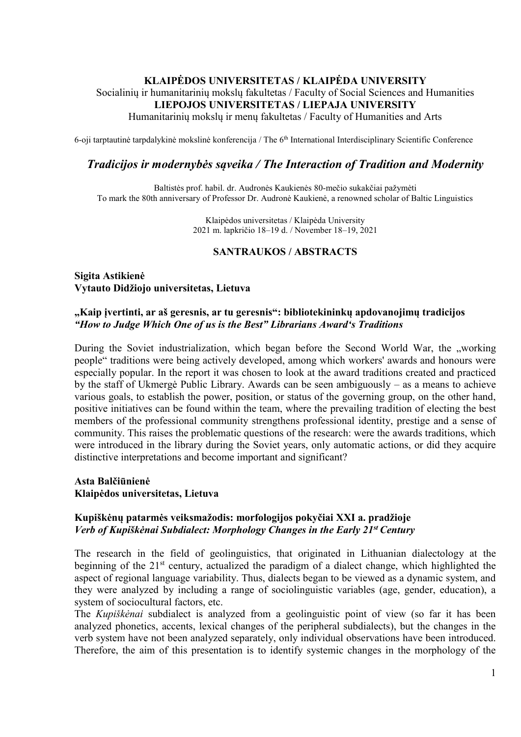**KLAIPĖDOS UNIVERSITETAS / KLAIPĖDA UNIVERSITY**
Socialinių ir humanitarinių mokslų fakultetas / Faculty of Social Sciences and Humanities
**LIEPOJOS UNIVERSITETAS / LIEPAJA UNIVERSITY**
Humanitarinių mokslų ir menų fakultetas / Faculty of Humanities and Arts

6-oji tarptautinė tarpdalykinė mokslinė konferencija / The 6th International Interdisciplinary Scientific Conference

# *Tradicijos ir modernybės sąveika / The Interaction of Tradition and Modernity*

Baltistės prof. habil. dr. Audronės Kaukienės 80-mečio sukakčiai pažymėti
To mark the 80th anniversary of Professor Dr. Audronė Kaukienė, a renowned scholar of Baltic Linguistics

Klaipėdos universitetas / Klaipėda University
2021 m. lapkričio 18–19 d. / November 18–19, 2021

## SANTRAUKOS / ABSTRACTS

**Sigita Astikienė**
**Vytauto Didžiojo universitetas, Lietuva**

### „Kaip įvertinti, ar aš geresnis, ar tu geresnis“: bibliotekininkų apdovanojimų tradicijos *“How to Judge Which One of us is the Best” Librarians Award‘s Traditions*

During the Soviet industrialization, which began before the Second World War, the „working people“ traditions were being actively developed, among which workers' awards and honours were especially popular. In the report it was chosen to look at the award traditions created and practiced by the staff of Ukmergė Public Library. Awards can be seen ambiguously – as a means to achieve various goals, to establish the power, position, or status of the governing group, on the other hand, positive initiatives can be found within the team, where the prevailing tradition of electing the best members of the professional community strengthens professional identity, prestige and a sense of community. This raises the problematic questions of the research: were the awards traditions, which were introduced in the library during the Soviet years, only automatic actions, or did they acquire distinctive interpretations and become important and significant?

**Asta Balčiūnienė**
**Klaipėdos universitetas, Lietuva**

### Kupiškėnų patarmės veiksmažodis: morfologijos pokyčiai XXI a. pradžioje *Verb of Kupiškėnai Subdialect: Morphology Changes in the Early 21st Century*

The research in the field of geolinguistics, that originated in Lithuanian dialectology at the beginning of the 21st century, actualized the paradigm of a dialect change, which highlighted the aspect of regional language variability. Thus, dialects began to be viewed as a dynamic system, and they were analyzed by including a range of sociolinguistic variables (age, gender, education), a system of sociocultural factors, etc.

The *Kupiškėnai* subdialect is analyzed from a geolinguistic point of view (so far it has been analyzed phonetics, accents, lexical changes of the peripheral subdialects), but the changes in the verb system have not been analyzed separately, only individual observations have been introduced. Therefore, the aim of this presentation is to identify systemic changes in the morphology of the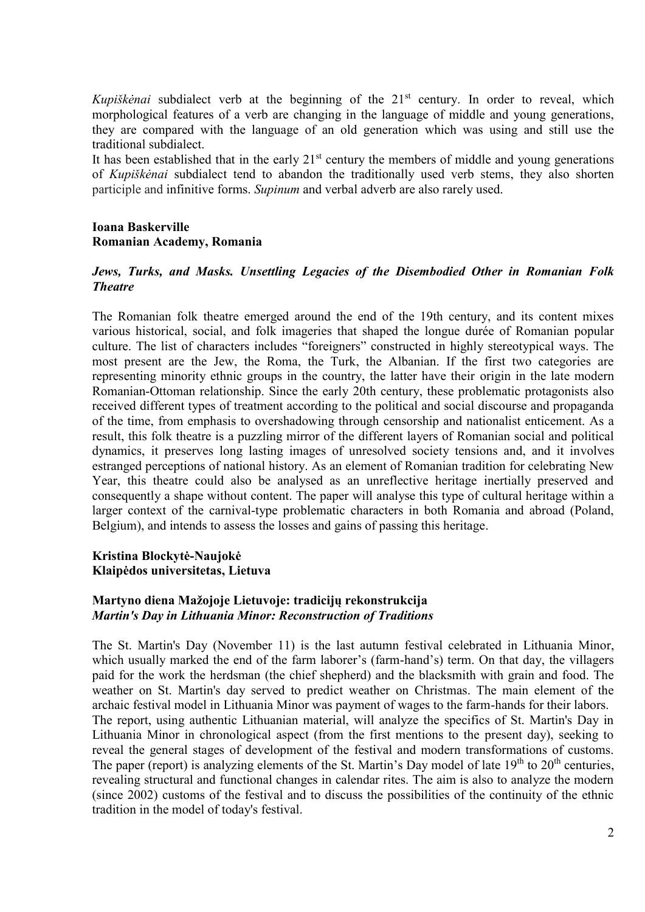*Kupiškėnai* subdialect verb at the beginning of the 21st century. In order to reveal, which morphological features of a verb are changing in the language of middle and young generations, they are compared with the language of an old generation which was using and still use the traditional subdialect.

It has been established that in the early 21st century the members of middle and young generations of *Kupiškėnai* subdialect tend to abandon the traditionally used verb stems, they also shorten participle and infinitive forms. *Supinum* and verbal adverb are also rarely used.

**Ioana Baskerville**
**Romanian Academy, Romania**

***Jews, Turks, and Masks. Unsettling Legacies of the Disembodied Other in Romanian Folk Theatre***

The Romanian folk theatre emerged around the end of the 19th century, and its content mixes various historical, social, and folk imageries that shaped the longue durée of Romanian popular culture. The list of characters includes "foreigners" constructed in highly stereotypical ways. The most present are the Jew, the Roma, the Turk, the Albanian. If the first two categories are representing minority ethnic groups in the country, the latter have their origin in the late modern Romanian-Ottoman relationship. Since the early 20th century, these problematic protagonists also received different types of treatment according to the political and social discourse and propaganda of the time, from emphasis to overshadowing through censorship and nationalist enticement. As a result, this folk theatre is a puzzling mirror of the different layers of Romanian social and political dynamics, it preserves long lasting images of unresolved society tensions and, and it involves estranged perceptions of national history. As an element of Romanian tradition for celebrating New Year, this theatre could also be analysed as an unreflective heritage inertially preserved and consequently a shape without content. The paper will analyse this type of cultural heritage within a larger context of the carnival-type problematic characters in both Romania and abroad (Poland, Belgium), and intends to assess the losses and gains of passing this heritage.

**Kristina Blockytė-Naujokė**
**Klaipėdos universitetas, Lietuva**

**Martyno diena Mažojoje Lietuvoje: tradicijų rekonstrukcija**
***Martin's Day in Lithuania Minor: Reconstruction of Traditions***

The St. Martin's Day (November 11) is the last autumn festival celebrated in Lithuania Minor, which usually marked the end of the farm laborer's (farm-hand's) term. On that day, the villagers paid for the work the herdsman (the chief shepherd) and the blacksmith with grain and food. The weather on St. Martin's day served to predict weather on Christmas. The main element of the archaic festival model in Lithuania Minor was payment of wages to the farm-hands for their labors.

The report, using authentic Lithuanian material, will analyze the specifics of St. Martin's Day in Lithuania Minor in chronological aspect (from the first mentions to the present day), seeking to reveal the general stages of development of the festival and modern transformations of customs. The paper (report) is analyzing elements of the St. Martin's Day model of late 19th to 20th centuries, revealing structural and functional changes in calendar rites. The aim is also to analyze the modern (since 2002) customs of the festival and to discuss the possibilities of the continuity of the ethnic tradition in the model of today's festival.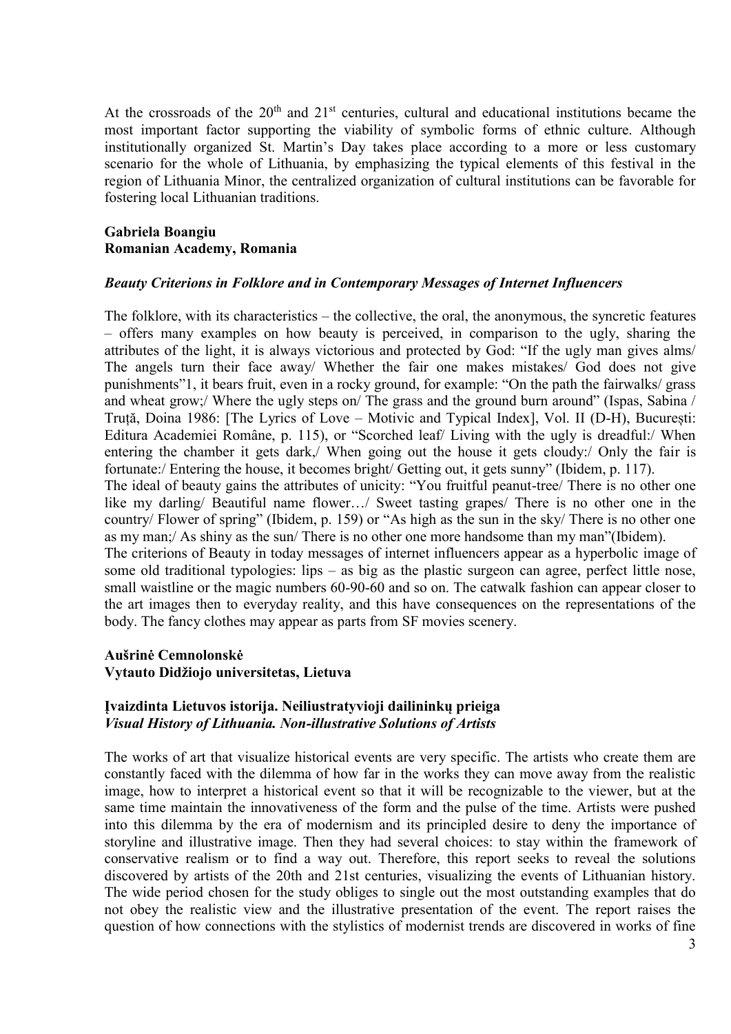At the crossroads of the 20[th] and 21[st] centuries, cultural and educational institutions became the most important factor supporting the viability of symbolic forms of ethnic culture. Although institutionally organized St. Martin's Day takes place according to a more or less customary scenario for the whole of Lithuania, by emphasizing the typical elements of this festival in the region of Lithuania Minor, the centralized organization of cultural institutions can be favorable for fostering local Lithuanian traditions.

**Gabriela Boangiu**
**Romanian Academy, Romania**

***Beauty Criterions in Folklore and in Contemporary Messages of Internet Influencers***

The folklore, with its characteristics – the collective, the oral, the anonymous, the syncretic features – offers many examples on how beauty is perceived, in comparison to the ugly, sharing the attributes of the light, it is always victorious and protected by God: "If the ugly man gives alms/ The angels turn their face away/ Whether the fair one makes mistakes/ God does not give punishments"1, it bears fruit, even in a rocky ground, for example: "On the path the fairwalks/ grass and wheat grow;/ Where the ugly steps on/ The grass and the ground burn around" (Ispas, Sabina / Truță, Doina 1986: [The Lyrics of Love – Motivic and Typical Index], Vol. II (D-H), București: Editura Academiei Române, p. 115), or "Scorched leaf/ Living with the ugly is dreadful:/ When entering the chamber it gets dark,/ When going out the house it gets cloudy:/ Only the fair is fortunate:/ Entering the house, it becomes bright/ Getting out, it gets sunny" (Ibidem, p. 117).
The ideal of beauty gains the attributes of unicity: "You fruitful peanut-tree/ There is no other one like my darling/ Beautiful name flower…/ Sweet tasting grapes/ There is no other one in the country/ Flower of spring" (Ibidem, p. 159) or "As high as the sun in the sky/ There is no other one as my man;/ As shiny as the sun/ There is no other one more handsome than my man"(Ibidem).
The criterions of Beauty in today messages of internet influencers appear as a hyperbolic image of some old traditional typologies: lips – as big as the plastic surgeon can agree, perfect little nose, small waistline or the magic numbers 60-90-60 and so on. The catwalk fashion can appear closer to the art images then to everyday reality, and this have consequences on the representations of the body. The fancy clothes may appear as parts from SF movies scenery.

**Aušrinė Cemnolonskė**
**Vytauto Didžiojo universitetas, Lietuva**

**Įvaizdinta Lietuvos istorija. Neiliustratyvioji dailininkų prieiga**
***Visual History of Lithuania. Non-illustrative Solutions of Artists***

The works of art that visualize historical events are very specific. The artists who create them are constantly faced with the dilemma of how far in the works they can move away from the realistic image, how to interpret a historical event so that it will be recognizable to the viewer, but at the same time maintain the innovativeness of the form and the pulse of the time. Artists were pushed into this dilemma by the era of modernism and its principled desire to deny the importance of storyline and illustrative image. Then they had several choices: to stay within the framework of conservative realism or to find a way out. Therefore, this report seeks to reveal the solutions discovered by artists of the 20th and 21st centuries, visualizing the events of Lithuanian history. The wide period chosen for the study obliges to single out the most outstanding examples that do not obey the realistic view and the illustrative presentation of the event. The report raises the question of how connections with the stylistics of modernist trends are discovered in works of fine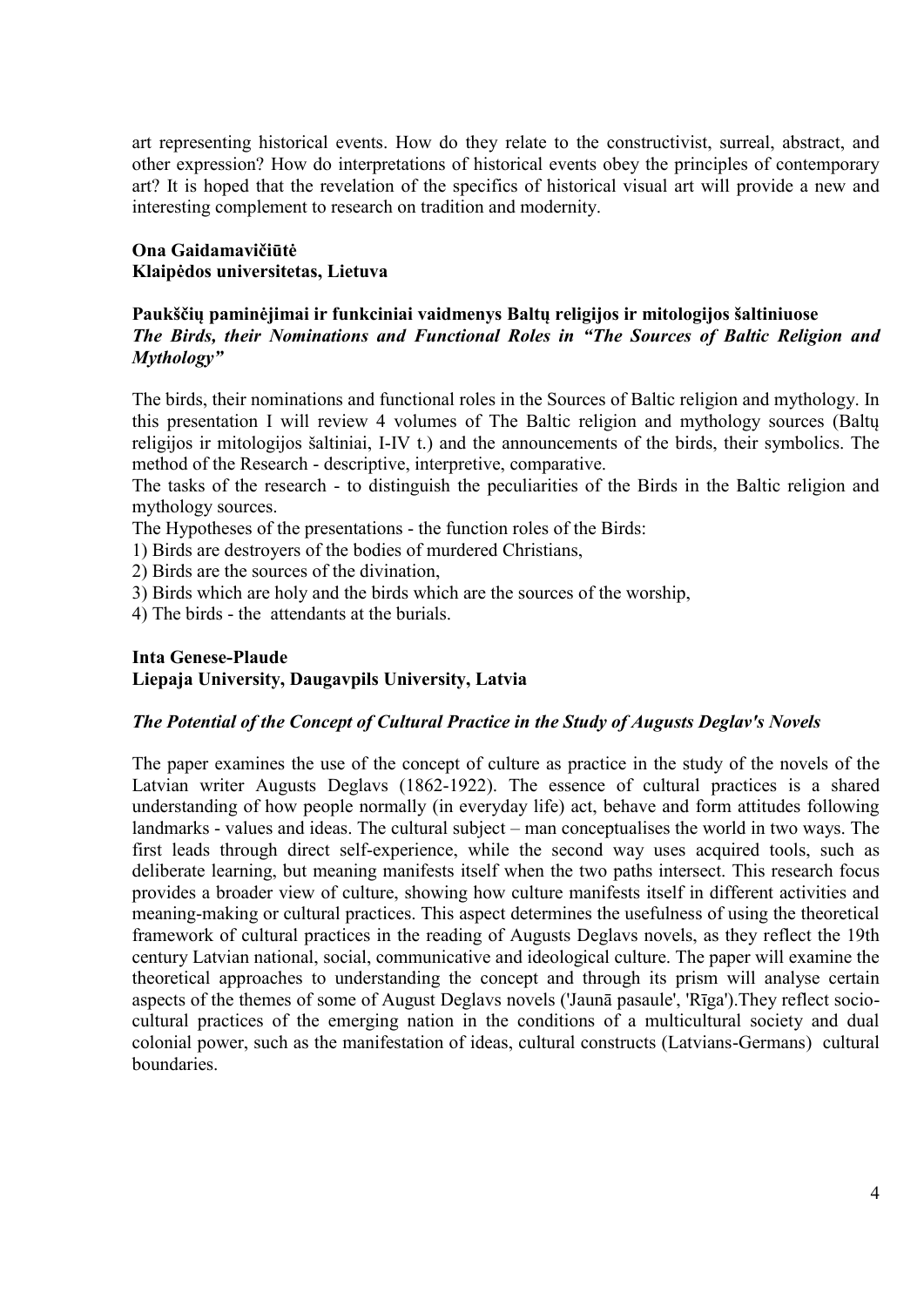art representing historical events. How do they relate to the constructivist, surreal, abstract, and other expression? How do interpretations of historical events obey the principles of contemporary art? It is hoped that the revelation of the specifics of historical visual art will provide a new and interesting complement to research on tradition and modernity.

**Ona Gaidamavičiūtė**
**Klaipėdos universitetas, Lietuva**

**Paukščių paminėjimai ir funkciniai vaidmenys Baltų religijos ir mitologijos šaltiniuose**
***The Birds, their Nominations and Functional Roles in "The Sources of Baltic Religion and Mythology"***

The birds, their nominations and functional roles in the Sources of Baltic religion and mythology. In this presentation I will review 4 volumes of The Baltic religion and mythology sources (Baltų religijos ir mitologijos šaltiniai, I-IV t.) and the announcements of the birds, their symbolics. The method of the Research - descriptive, interpretive, comparative.

The tasks of the research - to distinguish the peculiarities of the Birds in the Baltic religion and mythology sources.

The Hypotheses of the presentations - the function roles of the Birds:

1) Birds are destroyers of the bodies of murdered Christians,
2) Birds are the sources of the divination,
3) Birds which are holy and the birds which are the sources of the worship,
4) The birds - the attendants at the burials.

**Inta Genese-Plaude**
**Liepaja University, Daugavpils University, Latvia**

***The Potential of the Concept of Cultural Practice in the Study of Augusts Deglav's Novels***

The paper examines the use of the concept of culture as practice in the study of the novels of the Latvian writer Augusts Deglavs (1862-1922). The essence of cultural practices is a shared understanding of how people normally (in everyday life) act, behave and form attitudes following landmarks - values and ideas. The cultural subject – man conceptualises the world in two ways. The first leads through direct self-experience, while the second way uses acquired tools, such as deliberate learning, but meaning manifests itself when the two paths intersect. This research focus provides a broader view of culture, showing how culture manifests itself in different activities and meaning-making or cultural practices. This aspect determines the usefulness of using the theoretical framework of cultural practices in the reading of Augusts Deglavs novels, as they reflect the 19th century Latvian national, social, communicative and ideological culture. The paper will examine the theoretical approaches to understanding the concept and through its prism will analyse certain aspects of the themes of some of August Deglavs novels ('Jaunā pasaule', 'Rīga').They reflect socio-cultural practices of the emerging nation in the conditions of a multicultural society and dual colonial power, such as the manifestation of ideas, cultural constructs (Latvians-Germans) cultural boundaries.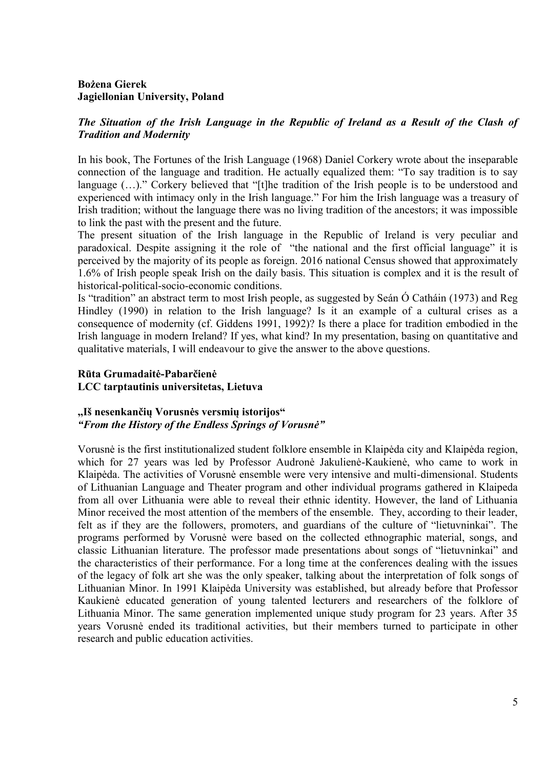**Bożena Gierek**
**Jagiellonian University, Poland**

***The Situation of the Irish Language in the Republic of Ireland as a Result of the Clash of Tradition and Modernity***

In his book, The Fortunes of the Irish Language (1968) Daniel Corkery wrote about the inseparable connection of the language and tradition. He actually equalized them: "To say tradition is to say language (…)." Corkery believed that "[t]he tradition of the Irish people is to be understood and experienced with intimacy only in the Irish language." For him the Irish language was a treasury of Irish tradition; without the language there was no living tradition of the ancestors; it was impossible to link the past with the present and the future.

The present situation of the Irish language in the Republic of Ireland is very peculiar and paradoxical. Despite assigning it the role of "the national and the first official language" it is perceived by the majority of its people as foreign. 2016 national Census showed that approximately 1.6% of Irish people speak Irish on the daily basis. This situation is complex and it is the result of historical-political-socio-economic conditions.

Is "tradition" an abstract term to most Irish people, as suggested by Seán Ó Catháin (1973) and Reg Hindley (1990) in relation to the Irish language? Is it an example of a cultural crises as a consequence of modernity (cf. Giddens 1991, 1992)? Is there a place for tradition embodied in the Irish language in modern Ireland? If yes, what kind? In my presentation, basing on quantitative and qualitative materials, I will endeavour to give the answer to the above questions.

**Rūta Grumadaitė-Pabarčienė**
**LCC tarptautinis universitetas, Lietuva**

**„Iš nesenkančių Vorusnės versmių istorijos"**
***"From the History of the Endless Springs of Vorusnė"***

Vorusnė is the first institutionalized student folklore ensemble in Klaipėda city and Klaipėda region, which for 27 years was led by Professor Audronė Jakulienė-Kaukienė, who came to work in Klaipėda. The activities of Vorusnė ensemble were very intensive and multi-dimensional. Students of Lithuanian Language and Theater program and other individual programs gathered in Klaipeda from all over Lithuania were able to reveal their ethnic identity. However, the land of Lithuania Minor received the most attention of the members of the ensemble. They, according to their leader, felt as if they are the followers, promoters, and guardians of the culture of "lietuvninkai". The programs performed by Vorusnė were based on the collected ethnographic material, songs, and classic Lithuanian literature. The professor made presentations about songs of "lietuvninkai" and the characteristics of their performance. For a long time at the conferences dealing with the issues of the legacy of folk art she was the only speaker, talking about the interpretation of folk songs of Lithuanian Minor. In 1991 Klaipėda University was established, but already before that Professor Kaukienė educated generation of young talented lecturers and researchers of the folklore of Lithuania Minor. The same generation implemented unique study program for 23 years. After 35 years Vorusnė ended its traditional activities, but their members turned to participate in other research and public education activities.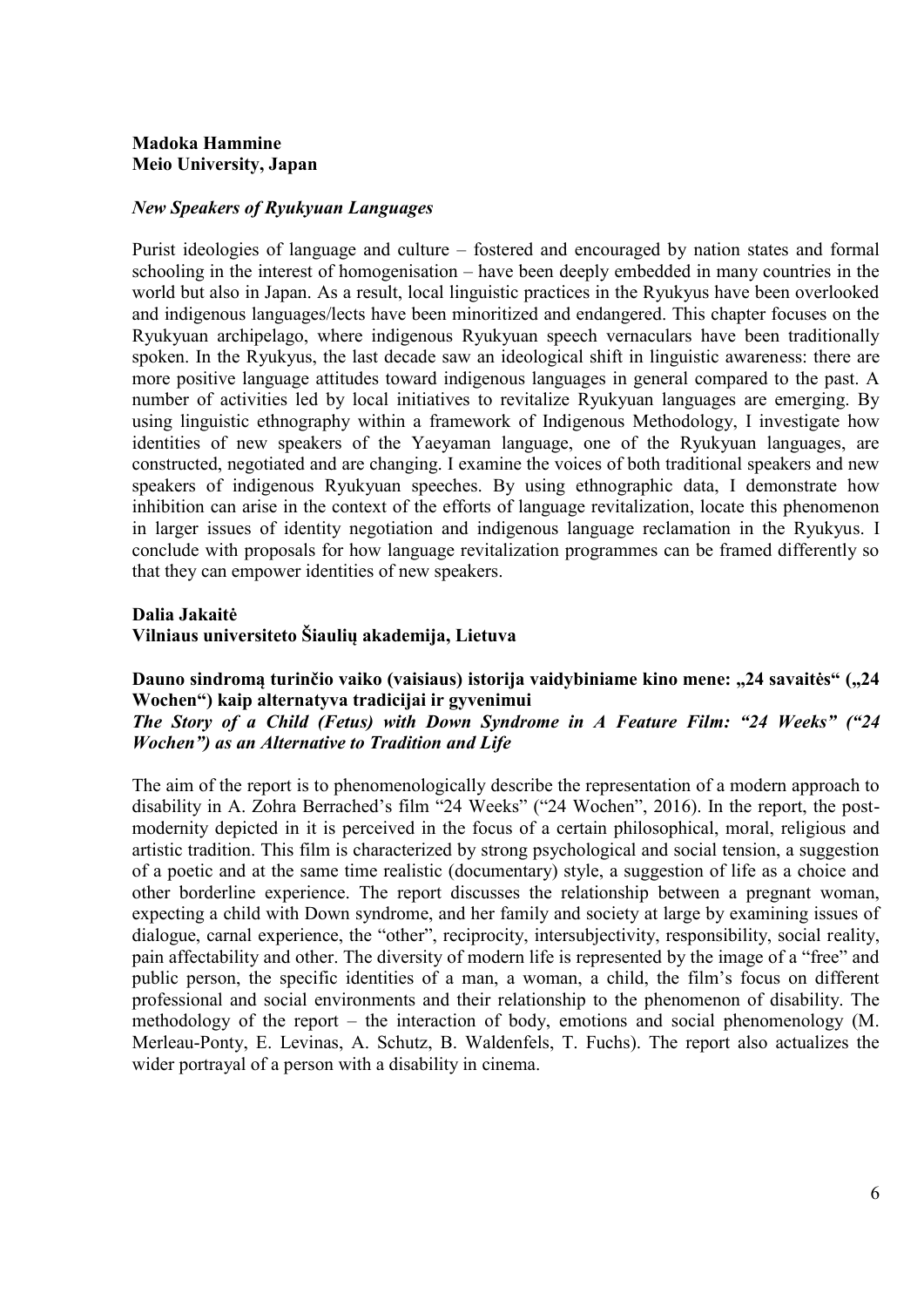**Madoka Hammine**
**Meio University, Japan**

***New Speakers of Ryukyuan Languages***

Purist ideologies of language and culture – fostered and encouraged by nation states and formal schooling in the interest of homogenisation – have been deeply embedded in many countries in the world but also in Japan. As a result, local linguistic practices in the Ryukyus have been overlooked and indigenous languages/lects have been minoritized and endangered. This chapter focuses on the Ryukyuan archipelago, where indigenous Ryukyuan speech vernaculars have been traditionally spoken. In the Ryukyus, the last decade saw an ideological shift in linguistic awareness: there are more positive language attitudes toward indigenous languages in general compared to the past. A number of activities led by local initiatives to revitalize Ryukyuan languages are emerging. By using linguistic ethnography within a framework of Indigenous Methodology, I investigate how identities of new speakers of the Yaeyaman language, one of the Ryukyuan languages, are constructed, negotiated and are changing. I examine the voices of both traditional speakers and new speakers of indigenous Ryukyuan speeches. By using ethnographic data, I demonstrate how inhibition can arise in the context of the efforts of language revitalization, locate this phenomenon in larger issues of identity negotiation and indigenous language reclamation in the Ryukyus. I conclude with proposals for how language revitalization programmes can be framed differently so that they can empower identities of new speakers.

**Dalia Jakaitė**
**Vilniaus universiteto Šiaulių akademija, Lietuva**

**Dauno sindromą turinčio vaiko (vaisiaus) istorija vaidybiniame kino mene: „24 savaitės" („24 Wochen") kaip alternatyva tradicijai ir gyvenimui**
***The Story of a Child (Fetus) with Down Syndrome in A Feature Film: "24 Weeks" ("24 Wochen") as an Alternative to Tradition and Life***

The aim of the report is to phenomenologically describe the representation of a modern approach to disability in A. Zohra Berrached's film "24 Weeks" ("24 Wochen", 2016). In the report, the post-modernity depicted in it is perceived in the focus of a certain philosophical, moral, religious and artistic tradition. This film is characterized by strong psychological and social tension, a suggestion of a poetic and at the same time realistic (documentary) style, a suggestion of life as a choice and other borderline experience. The report discusses the relationship between a pregnant woman, expecting a child with Down syndrome, and her family and society at large by examining issues of dialogue, carnal experience, the "other", reciprocity, intersubjectivity, responsibility, social reality, pain affectability and other. The diversity of modern life is represented by the image of a "free" and public person, the specific identities of a man, a woman, a child, the film's focus on different professional and social environments and their relationship to the phenomenon of disability. The methodology of the report – the interaction of body, emotions and social phenomenology (M. Merleau-Ponty, E. Levinas, A. Schutz, B. Waldenfels, T. Fuchs). The report also actualizes the wider portrayal of a person with a disability in cinema.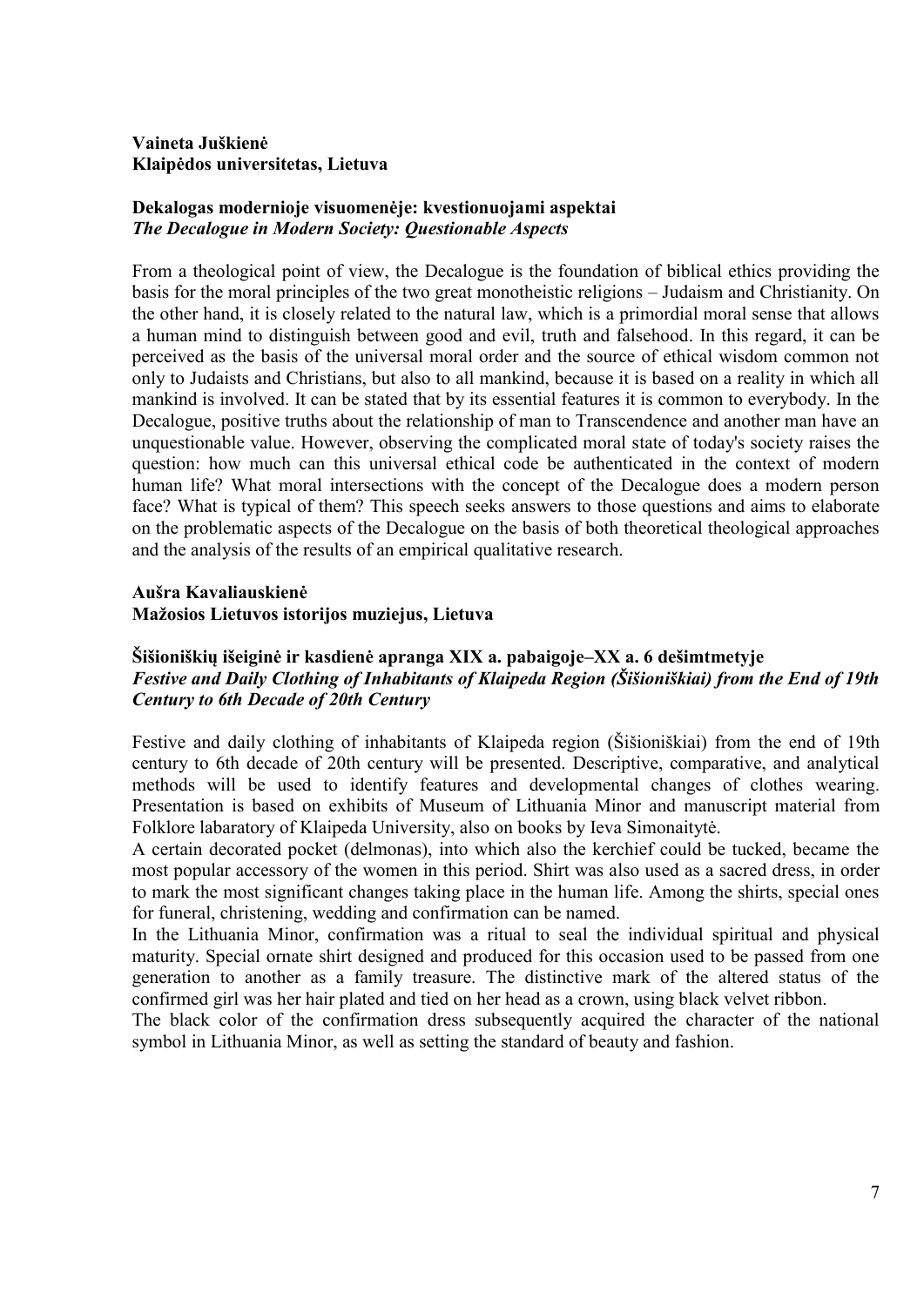**Vaineta Juškienė**
**Klaipėdos universitetas, Lietuva**

**Dekalogas modernioje visuomenėje: kvestionuojami aspektai**
***The Decalogue in Modern Society: Questionable Aspects***

From a theological point of view, the Decalogue is the foundation of biblical ethics providing the basis for the moral principles of the two great monotheistic religions – Judaism and Christianity. On the other hand, it is closely related to the natural law, which is a primordial moral sense that allows a human mind to distinguish between good and evil, truth and falsehood. In this regard, it can be perceived as the basis of the universal moral order and the source of ethical wisdom common not only to Judaists and Christians, but also to all mankind, because it is based on a reality in which all mankind is involved. It can be stated that by its essential features it is common to everybody. In the Decalogue, positive truths about the relationship of man to Transcendence and another man have an unquestionable value. However, observing the complicated moral state of today's society raises the question: how much can this universal ethical code be authenticated in the context of modern human life? What moral intersections with the concept of the Decalogue does a modern person face? What is typical of them? This speech seeks answers to those questions and aims to elaborate on the problematic aspects of the Decalogue on the basis of both theoretical theological approaches and the analysis of the results of an empirical qualitative research.

**Aušra Kavaliauskienė**
**Mažosios Lietuvos istorijos muziejus, Lietuva**

**Šišioniškių išeiginė ir kasdienė apranga XIX a. pabaigoje–XX a. 6 dešimtmetyje**
***Festive and Daily Clothing of Inhabitants of Klaipeda Region (Šišioniškiai) from the End of 19th Century to 6th Decade of 20th Century***

Festive and daily clothing of inhabitants of Klaipeda region (Šišioniškiai) from the end of 19th century to 6th decade of 20th century will be presented. Descriptive, comparative, and analytical methods will be used to identify features and developmental changes of clothes wearing. Presentation is based on exhibits of Museum of Lithuania Minor and manuscript material from Folklore labaratory of Klaipeda University, also on books by Ieva Simonaitytė.

A certain decorated pocket (delmonas), into which also the kerchief could be tucked, became the most popular accessory of the women in this period. Shirt was also used as a sacred dress, in order to mark the most significant changes taking place in the human life. Among the shirts, special ones for funeral, christening, wedding and confirmation can be named.

In the Lithuania Minor, confirmation was a ritual to seal the individual spiritual and physical maturity. Special ornate shirt designed and produced for this occasion used to be passed from one generation to another as a family treasure. The distinctive mark of the altered status of the confirmed girl was her hair plated and tied on her head as a crown, using black velvet ribbon.

The black color of the confirmation dress subsequently acquired the character of the national symbol in Lithuania Minor, as well as setting the standard of beauty and fashion.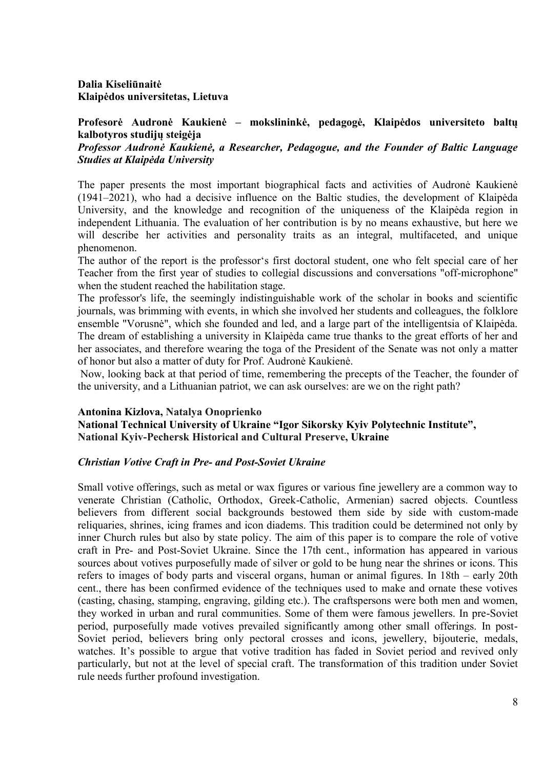**Dalia Kiseliūnaitė**
**Klaipėdos universitetas, Lietuva**

**Profesorė Audronė Kaukienė – mokslininkė, pedagogė, Klaipėdos universiteto baltų kalbotyros studijų steigėja**
***Professor Audronė Kaukienė, a Researcher, Pedagogue, and the Founder of Baltic Language Studies at Klaipėda University***

The paper presents the most important biographical facts and activities of Audronė Kaukienė (1941–2021), who had a decisive influence on the Baltic studies, the development of Klaipėda University, and the knowledge and recognition of the uniqueness of the Klaipėda region in independent Lithuania. The evaluation of her contribution is by no means exhaustive, but here we will describe her activities and personality traits as an integral, multifaceted, and unique phenomenon.
The author of the report is the professor‘s first doctoral student, one who felt special care of her Teacher from the first year of studies to collegial discussions and conversations "off-microphone" when the student reached the habilitation stage.
The professor's life, the seemingly indistinguishable work of the scholar in books and scientific journals, was brimming with events, in which she involved her students and colleagues, the folklore ensemble "Vorusnė", which she founded and led, and a large part of the intelligentsia of Klaipėda. The dream of establishing a university in Klaipėda came true thanks to the great efforts of her and her associates, and therefore wearing the toga of the President of the Senate was not only a matter of honor but also a matter of duty for Prof. Audronė Kaukienė.
Now, looking back at that period of time, remembering the precepts of the Teacher, the founder of the university, and a Lithuanian patriot, we can ask ourselves: are we on the right path?

**Antonina Kizlova, Natalya Onoprienko**
**National Technical University of Ukraine "Igor Sikorsky Kyiv Polytechnic Institute",**
**National Kyiv-Pechersk Historical and Cultural Preserve, Ukraine**

***Christian Votive Craft in Pre- and Post-Soviet Ukraine***

Small votive offerings, such as metal or wax figures or various fine jewellery are a common way to venerate Christian (Catholic, Orthodox, Greek-Catholic, Armenian) sacred objects. Countless believers from different social backgrounds bestowed them side by side with custom-made reliquaries, shrines, icing frames and icon diadems. This tradition could be determined not only by inner Church rules but also by state policy. The aim of this paper is to compare the role of votive craft in Pre- and Post-Soviet Ukraine. Since the 17th cent., information has appeared in various sources about votives purposefully made of silver or gold to be hung near the shrines or icons. This refers to images of body parts and visceral organs, human or animal figures. In 18th – early 20th cent., there has been confirmed evidence of the techniques used to make and ornate these votives (casting, chasing, stamping, engraving, gilding etc.). The craftspersons were both men and women, they worked in urban and rural communities. Some of them were famous jewellers. In pre-Soviet period, purposefully made votives prevailed significantly among other small offerings. In post-Soviet period, believers bring only pectoral crosses and icons, jewellery, bijouterie, medals, watches. It's possible to argue that votive tradition has faded in Soviet period and revived only particularly, but not at the level of special craft. The transformation of this tradition under Soviet rule needs further profound investigation.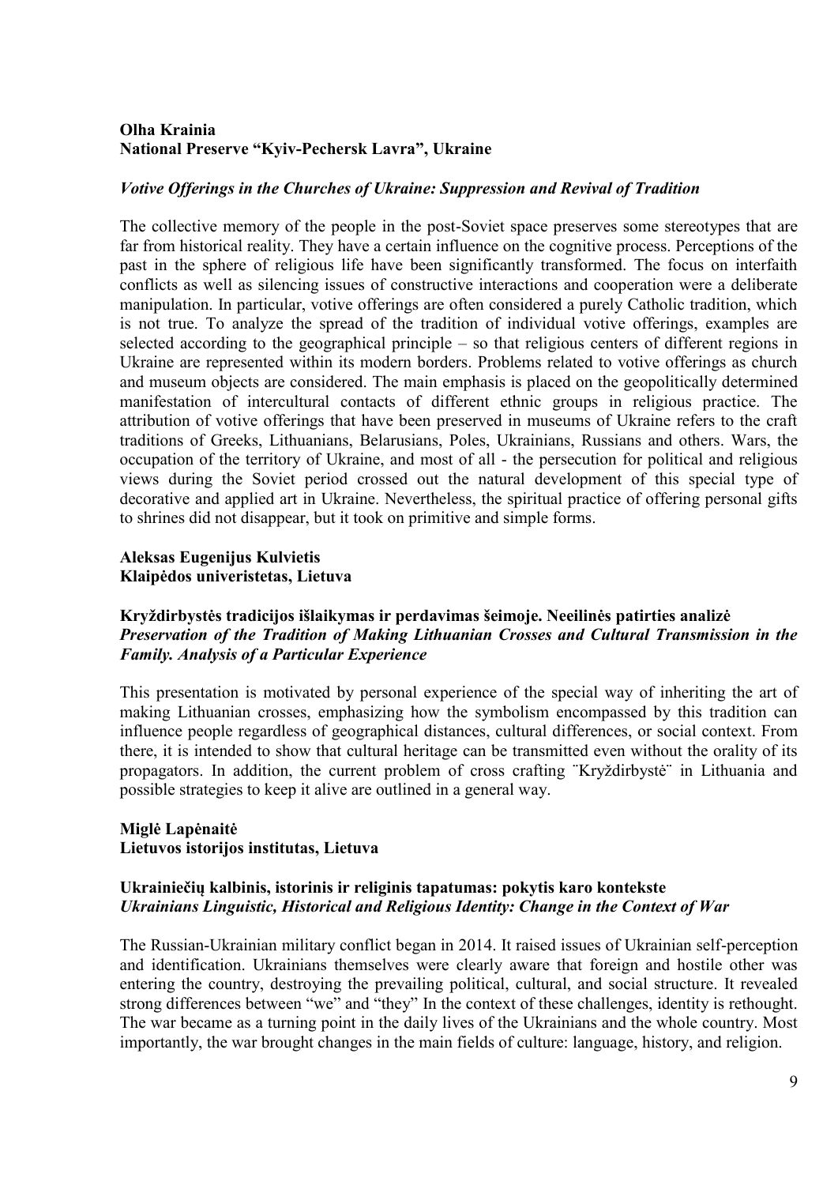**Olha Krainia**
**National Preserve "Kyiv-Pechersk Lavra", Ukraine**

***Votive Offerings in the Churches of Ukraine: Suppression and Revival of Tradition***

The collective memory of the people in the post-Soviet space preserves some stereotypes that are far from historical reality. They have a certain influence on the cognitive process. Perceptions of the past in the sphere of religious life have been significantly transformed. The focus on interfaith conflicts as well as silencing issues of constructive interactions and cooperation were a deliberate manipulation. In particular, votive offerings are often considered a purely Catholic tradition, which is not true. To analyze the spread of the tradition of individual votive offerings, examples are selected according to the geographical principle – so that religious centers of different regions in Ukraine are represented within its modern borders. Problems related to votive offerings as church and museum objects are considered. The main emphasis is placed on the geopolitically determined manifestation of intercultural contacts of different ethnic groups in religious practice. The attribution of votive offerings that have been preserved in museums of Ukraine refers to the craft traditions of Greeks, Lithuanians, Belarusians, Poles, Ukrainians, Russians and others. Wars, the occupation of the territory of Ukraine, and most of all - the persecution for political and religious views during the Soviet period crossed out the natural development of this special type of decorative and applied art in Ukraine. Nevertheless, the spiritual practice of offering personal gifts to shrines did not disappear, but it took on primitive and simple forms.

**Aleksas Eugenijus Kulvietis**
**Klaipėdos univeristetas, Lietuva**

**Kryždirbystės tradicijos išlaikymas ir perdavimas šeimoje. Neeilinės patirties analizė**
***Preservation of the Tradition of Making Lithuanian Crosses and Cultural Transmission in the Family. Analysis of a Particular Experience***

This presentation is motivated by personal experience of the special way of inheriting the art of making Lithuanian crosses, emphasizing how the symbolism encompassed by this tradition can influence people regardless of geographical distances, cultural differences, or social context. From there, it is intended to show that cultural heritage can be transmitted even without the orality of its propagators. In addition, the current problem of cross crafting ¨Kryždirbystė¨ in Lithuania and possible strategies to keep it alive are outlined in a general way.

**Miglė Lapėnaitė**
**Lietuvos istorijos institutas, Lietuva**

**Ukrainiečių kalbinis, istorinis ir religinis tapatumas: pokytis karo kontekste**
***Ukrainians Linguistic, Historical and Religious Identity: Change in the Context of War***

The Russian-Ukrainian military conflict began in 2014. It raised issues of Ukrainian self-perception and identification. Ukrainians themselves were clearly aware that foreign and hostile other was entering the country, destroying the prevailing political, cultural, and social structure. It revealed strong differences between "we" and "they" In the context of these challenges, identity is rethought. The war became as a turning point in the daily lives of the Ukrainians and the whole country. Most importantly, the war brought changes in the main fields of culture: language, history, and religion.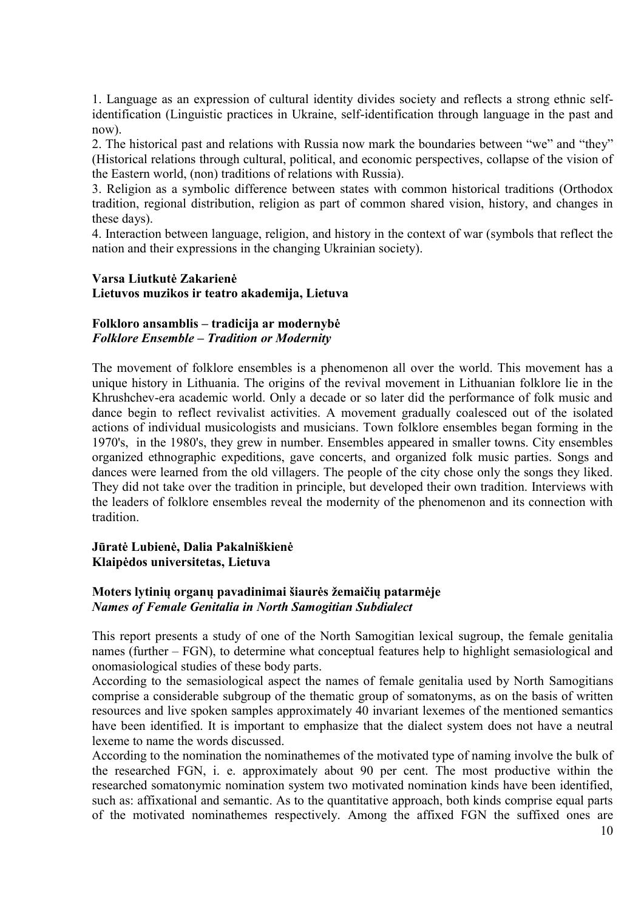1. Language as an expression of cultural identity divides society and reflects a strong ethnic self-identification (Linguistic practices in Ukraine, self-identification through language in the past and now).
2. The historical past and relations with Russia now mark the boundaries between "we" and "they" (Historical relations through cultural, political, and economic perspectives, collapse of the vision of the Eastern world, (non) traditions of relations with Russia).
3. Religion as a symbolic difference between states with common historical traditions (Orthodox tradition, regional distribution, religion as part of common shared vision, history, and changes in these days).
4. Interaction between language, religion, and history in the context of war (symbols that reflect the nation and their expressions in the changing Ukrainian society).

**Varsa Liutkutė Zakarienė**
**Lietuvos muzikos ir teatro akademija, Lietuva**

**Folkloro ansamblis – tradicija ar modernybė**
***Folklore Ensemble – Tradition or Modernity***

The movement of folklore ensembles is a phenomenon all over the world. This movement has a unique history in Lithuania. The origins of the revival movement in Lithuanian folklore lie in the Khrushchev-era academic world. Only a decade or so later did the performance of folk music and dance begin to reflect revivalist activities. A movement gradually coalesced out of the isolated actions of individual musicologists and musicians. Town folklore ensembles began forming in the 1970's, in the 1980's, they grew in number. Ensembles appeared in smaller towns. City ensembles organized ethnographic expeditions, gave concerts, and organized folk music parties. Songs and dances were learned from the old villagers. The people of the city chose only the songs they liked. They did not take over the tradition in principle, but developed their own tradition. Interviews with the leaders of folklore ensembles reveal the modernity of the phenomenon and its connection with tradition.

**Jūratė Lubienė, Dalia Pakalniškienė**
**Klaipėdos universitetas, Lietuva**

**Moters lytinių organų pavadinimai šiaurės žemaičių patarmėje**
***Names of Female Genitalia in North Samogitian Subdialect***

This report presents a study of one of the North Samogitian lexical sugroup, the female genitalia names (further – FGN), to determine what conceptual features help to highlight semasiological and onomasiological studies of these body parts.

According to the semasiological aspect the names of female genitalia used by North Samogitians comprise a considerable subgroup of the thematic group of somatonyms, as on the basis of written resources and live spoken samples approximately 40 invariant lexemes of the mentioned semantics have been identified. It is important to emphasize that the dialect system does not have a neutral lexeme to name the words discussed.

According to the nomination the nominathemes of the motivated type of naming involve the bulk of the researched FGN, i. e. approximately about 90 per cent. The most productive within the researched somatonymic nomination system two motivated nomination kinds have been identified, such as: affixational and semantic. As to the quantitative approach, both kinds comprise equal parts of the motivated nominathemes respectively. Among the affixed FGN the suffixed ones are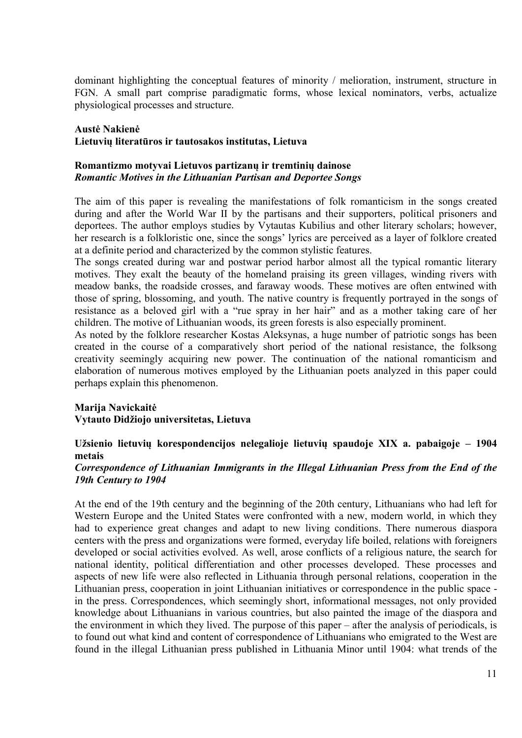dominant highlighting the conceptual features of minority / melioration, instrument, structure in FGN. A small part comprise paradigmatic forms, whose lexical nominators, verbs, actualize physiological processes and structure.

**Austė Nakienė**
**Lietuvių literatūros ir tautosakos institutas, Lietuva**

**Romantizmo motyvai Lietuvos partizanų ir tremtinių dainose**
***Romantic Motives in the Lithuanian Partisan and Deportee Songs***

The aim of this paper is revealing the manifestations of folk romanticism in the songs created during and after the World War II by the partisans and their supporters, political prisoners and deportees. The author employs studies by Vytautas Kubilius and other literary scholars; however, her research is a folkloristic one, since the songs' lyrics are perceived as a layer of folklore created at a definite period and characterized by the common stylistic features.

The songs created during war and postwar period harbor almost all the typical romantic literary motives. They exalt the beauty of the homeland praising its green villages, winding rivers with meadow banks, the roadside crosses, and faraway woods. These motives are often entwined with those of spring, blossoming, and youth. The native country is frequently portrayed in the songs of resistance as a beloved girl with a "rue spray in her hair" and as a mother taking care of her children. The motive of Lithuanian woods, its green forests is also especially prominent.

As noted by the folklore researcher Kostas Aleksynas, a huge number of patriotic songs has been created in the course of a comparatively short period of the national resistance, the folksong creativity seemingly acquiring new power. The continuation of the national romanticism and elaboration of numerous motives employed by the Lithuanian poets analyzed in this paper could perhaps explain this phenomenon.

**Marija Navickaitė**
**Vytauto Didžiojo universitetas, Lietuva**

**Užsienio lietuvių korespondencijos nelegalioje lietuvių spaudoje XIX a. pabaigoje – 1904 metais**
***Correspondence of Lithuanian Immigrants in the Illegal Lithuanian Press from the End of the 19th Century to 1904***

At the end of the 19th century and the beginning of the 20th century, Lithuanians who had left for Western Europe and the United States were confronted with a new, modern world, in which they had to experience great changes and adapt to new living conditions. There numerous diaspora centers with the press and organizations were formed, everyday life boiled, relations with foreigners developed or social activities evolved. As well, arose conflicts of a religious nature, the search for national identity, political differentiation and other processes developed. These processes and aspects of new life were also reflected in Lithuania through personal relations, cooperation in the Lithuanian press, cooperation in joint Lithuanian initiatives or correspondence in the public space - in the press. Correspondences, which seemingly short, informational messages, not only provided knowledge about Lithuanians in various countries, but also painted the image of the diaspora and the environment in which they lived. The purpose of this paper – after the analysis of periodicals, is to found out what kind and content of correspondence of Lithuanians who emigrated to the West are found in the illegal Lithuanian press published in Lithuania Minor until 1904: what trends of the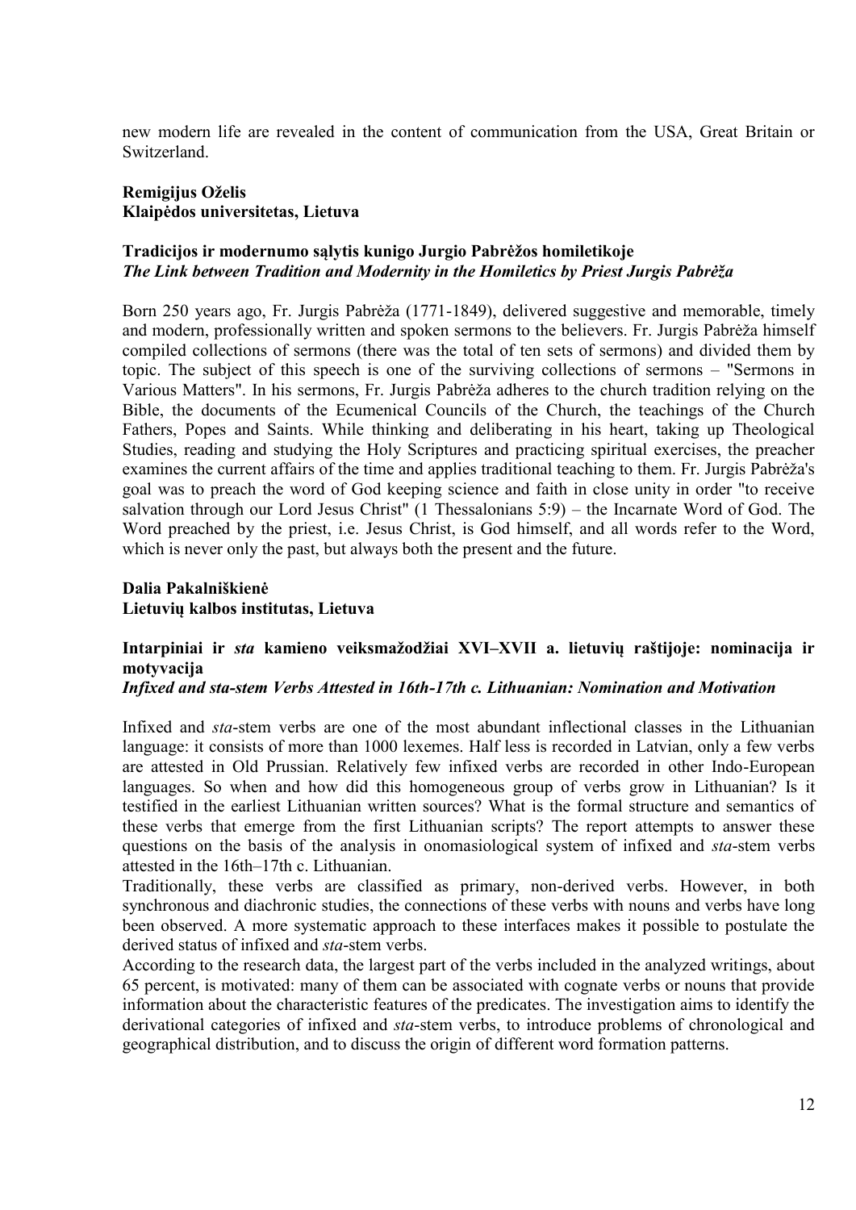new modern life are revealed in the content of communication from the USA, Great Britain or Switzerland.

**Remigijus Oželis**
**Klaipėdos universitetas, Lietuva**

**Tradicijos ir modernumo sąlytis kunigo Jurgio Pabrėžos homiletikoje**
***The Link between Tradition and Modernity in the Homiletics by Priest Jurgis Pabrėža***

Born 250 years ago, Fr. Jurgis Pabrėža (1771-1849), delivered suggestive and memorable, timely and modern, professionally written and spoken sermons to the believers. Fr. Jurgis Pabrėža himself compiled collections of sermons (there was the total of ten sets of sermons) and divided them by topic. The subject of this speech is one of the surviving collections of sermons – "Sermons in Various Matters". In his sermons, Fr. Jurgis Pabrėža adheres to the church tradition relying on the Bible, the documents of the Ecumenical Councils of the Church, the teachings of the Church Fathers, Popes and Saints. While thinking and deliberating in his heart, taking up Theological Studies, reading and studying the Holy Scriptures and practicing spiritual exercises, the preacher examines the current affairs of the time and applies traditional teaching to them. Fr. Jurgis Pabrėža's goal was to preach the word of God keeping science and faith in close unity in order "to receive salvation through our Lord Jesus Christ" (1 Thessalonians 5:9) – the Incarnate Word of God. The Word preached by the priest, i.e. Jesus Christ, is God himself, and all words refer to the Word, which is never only the past, but always both the present and the future.

**Dalia Pakalniškienė**
**Lietuvių kalbos institutas, Lietuva**

**Intarpiniai ir *sta* kamieno veiksmažodžiai XVI–XVII a. lietuvių raštijoje: nominacija ir motyvacija**
***Infixed and sta-stem Verbs Attested in 16th-17th c. Lithuanian: Nomination and Motivation***

Infixed and *sta*-stem verbs are one of the most abundant inflectional classes in the Lithuanian language: it consists of more than 1000 lexemes. Half less is recorded in Latvian, only a few verbs are attested in Old Prussian. Relatively few infixed verbs are recorded in other Indo-European languages. So when and how did this homogeneous group of verbs grow in Lithuanian? Is it testified in the earliest Lithuanian written sources? What is the formal structure and semantics of these verbs that emerge from the first Lithuanian scripts? The report attempts to answer these questions on the basis of the analysis in onomasiological system of infixed and *sta*-stem verbs attested in the 16th–17th c. Lithuanian.

Traditionally, these verbs are classified as primary, non-derived verbs. However, in both synchronous and diachronic studies, the connections of these verbs with nouns and verbs have long been observed. A more systematic approach to these interfaces makes it possible to postulate the derived status of infixed and *sta*-stem verbs.

According to the research data, the largest part of the verbs included in the analyzed writings, about 65 percent, is motivated: many of them can be associated with cognate verbs or nouns that provide information about the characteristic features of the predicates. The investigation aims to identify the derivational categories of infixed and *sta*-stem verbs, to introduce problems of chronological and geographical distribution, and to discuss the origin of different word formation patterns.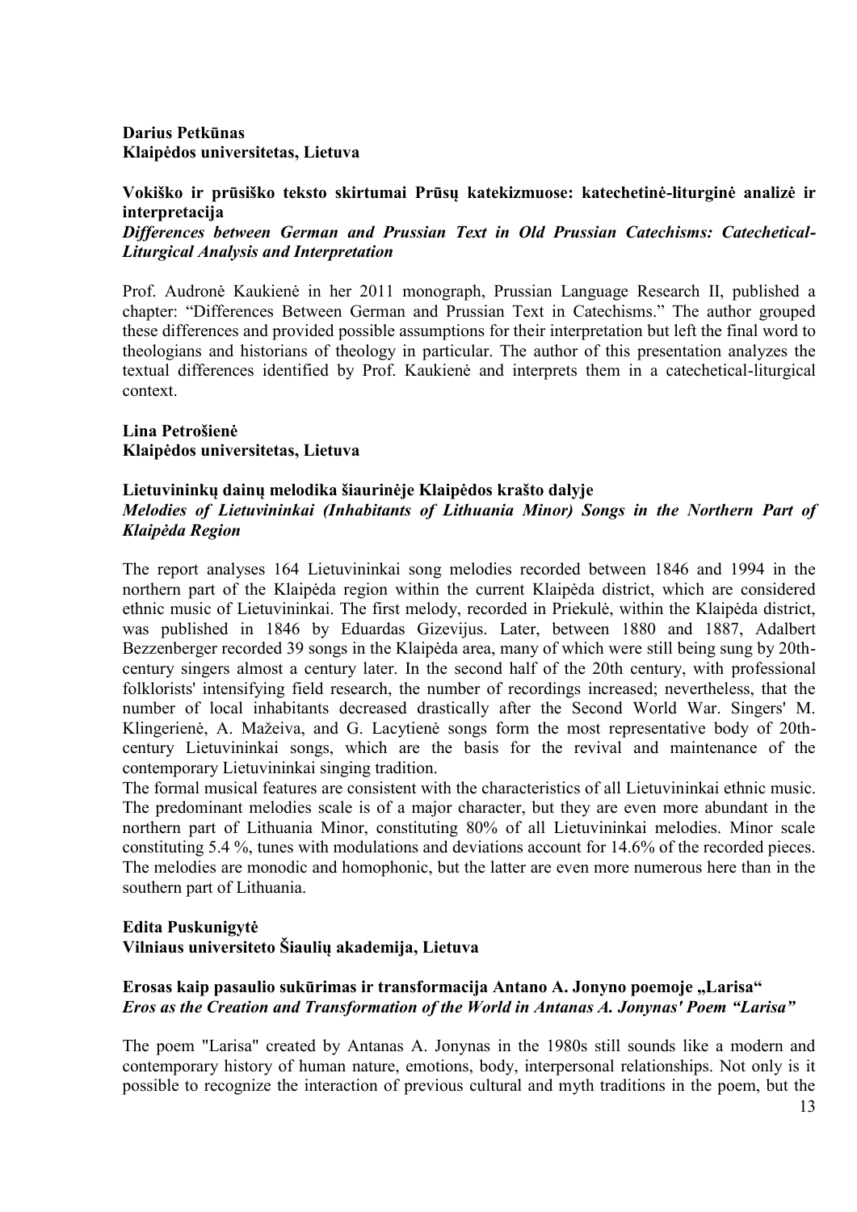**Darius Petkūnas**
**Klaipėdos universitetas, Lietuva**

**Vokiško ir prūsiško teksto skirtumai Prūsų katekizmuose: katechetinė-liturginė analizė ir interpretacija**
***Differences between German and Prussian Text in Old Prussian Catechisms: Catechetical-Liturgical Analysis and Interpretation***

Prof. Audronė Kaukienė in her 2011 monograph, Prussian Language Research II, published a chapter: "Differences Between German and Prussian Text in Catechisms." The author grouped these differences and provided possible assumptions for their interpretation but left the final word to theologians and historians of theology in particular. The author of this presentation analyzes the textual differences identified by Prof. Kaukienė and interprets them in a catechetical-liturgical context.

**Lina Petrošienė**
**Klaipėdos universitetas, Lietuva**

**Lietuvininkų dainų melodika šiaurinėje Klaipėdos krašto dalyje**
***Melodies of Lietuvininkai (Inhabitants of Lithuania Minor) Songs in the Northern Part of Klaipėda Region***

The report analyses 164 Lietuvininkai song melodies recorded between 1846 and 1994 in the northern part of the Klaipėda region within the current Klaipėda district, which are considered ethnic music of Lietuvininkai. The first melody, recorded in Priekulė, within the Klaipėda district, was published in 1846 by Eduardas Gizevijus. Later, between 1880 and 1887, Adalbert Bezzenberger recorded 39 songs in the Klaipėda area, many of which were still being sung by 20th-century singers almost a century later. In the second half of the 20th century, with professional folklorists' intensifying field research, the number of recordings increased; nevertheless, that the number of local inhabitants decreased drastically after the Second World War. Singers' M. Klingerienė, A. Mažeiva, and G. Lacytienė songs form the most representative body of 20th-century Lietuvininkai songs, which are the basis for the revival and maintenance of the contemporary Lietuvininkai singing tradition.
The formal musical features are consistent with the characteristics of all Lietuvininkai ethnic music. The predominant melodies scale is of a major character, but they are even more abundant in the northern part of Lithuania Minor, constituting 80% of all Lietuvininkai melodies. Minor scale constituting 5.4 %, tunes with modulations and deviations account for 14.6% of the recorded pieces. The melodies are monodic and homophonic, but the latter are even more numerous here than in the southern part of Lithuania.

**Edita Puskunigytė**
**Vilniaus universiteto Šiaulių akademija, Lietuva**

**Erosas kaip pasaulio sukūrimas ir transformacija Antano A. Jonyno poemoje „Larisa"**
***Eros as the Creation and Transformation of the World in Antanas A. Jonynas' Poem "Larisa"***

The poem "Larisa" created by Antanas A. Jonynas in the 1980s still sounds like a modern and contemporary history of human nature, emotions, body, interpersonal relationships. Not only is it possible to recognize the interaction of previous cultural and myth traditions in the poem, but the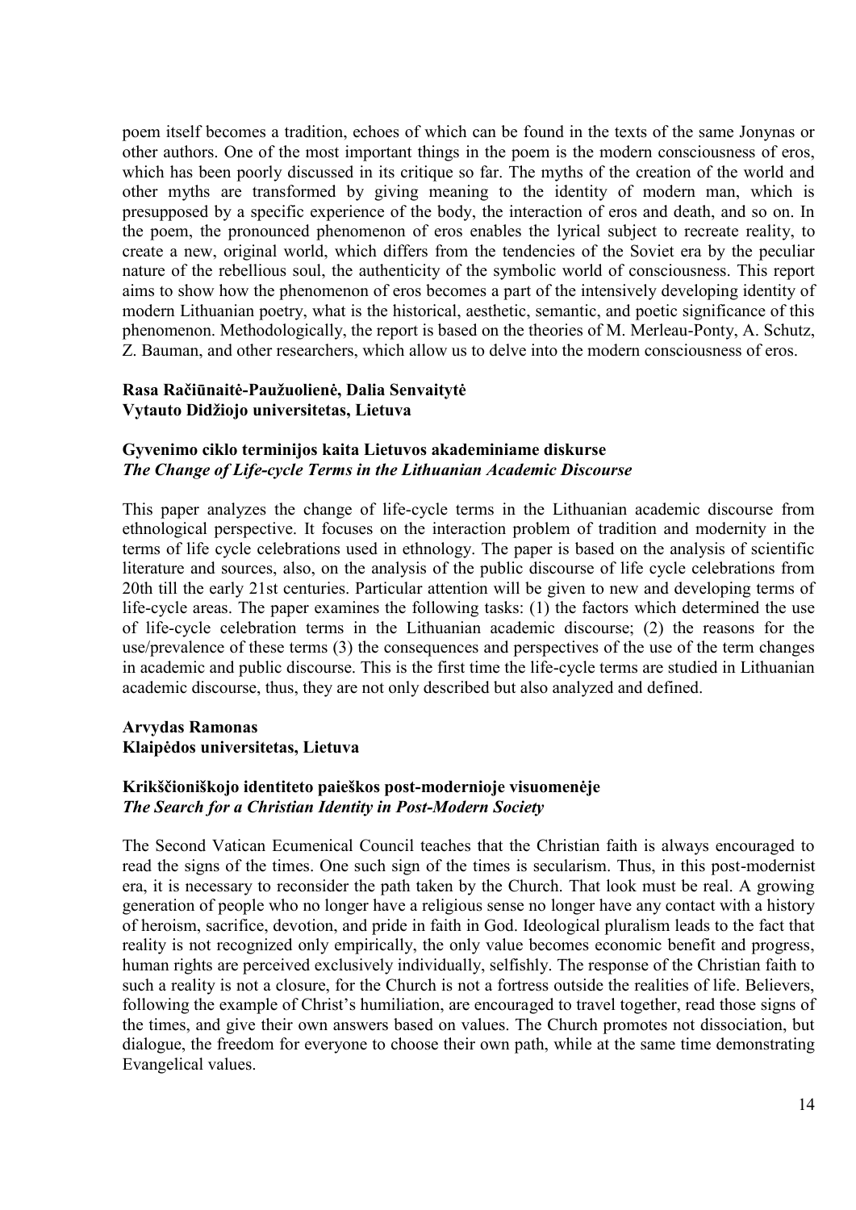poem itself becomes a tradition, echoes of which can be found in the texts of the same Jonynas or other authors. One of the most important things in the poem is the modern consciousness of eros, which has been poorly discussed in its critique so far. The myths of the creation of the world and other myths are transformed by giving meaning to the identity of modern man, which is presupposed by a specific experience of the body, the interaction of eros and death, and so on. In the poem, the pronounced phenomenon of eros enables the lyrical subject to recreate reality, to create a new, original world, which differs from the tendencies of the Soviet era by the peculiar nature of the rebellious soul, the authenticity of the symbolic world of consciousness. This report aims to show how the phenomenon of eros becomes a part of the intensively developing identity of modern Lithuanian poetry, what is the historical, aesthetic, semantic, and poetic significance of this phenomenon. Methodologically, the report is based on the theories of M. Merleau-Ponty, A. Schutz, Z. Bauman, and other researchers, which allow us to delve into the modern consciousness of eros.

**Rasa Račiūnaitė-Paužuolienė, Dalia Senvaitytė**
**Vytauto Didžiojo universitetas, Lietuva**

**Gyvenimo ciklo terminijos kaita Lietuvos akademiniame diskurse**
***The Change of Life-cycle Terms in the Lithuanian Academic Discourse***

This paper analyzes the change of life-cycle terms in the Lithuanian academic discourse from ethnological perspective. It focuses on the interaction problem of tradition and modernity in the terms of life cycle celebrations used in ethnology. The paper is based on the analysis of scientific literature and sources, also, on the analysis of the public discourse of life cycle celebrations from 20th till the early 21st centuries. Particular attention will be given to new and developing terms of life-cycle areas. The paper examines the following tasks: (1) the factors which determined the use of life-cycle celebration terms in the Lithuanian academic discourse; (2) the reasons for the use/prevalence of these terms (3) the consequences and perspectives of the use of the term changes in academic and public discourse. This is the first time the life-cycle terms are studied in Lithuanian academic discourse, thus, they are not only described but also analyzed and defined.

**Arvydas Ramonas**
**Klaipėdos universitetas, Lietuva**

**Krikščioniškojo identiteto paieškos post-modernioje visuomenėje**
***The Search for a Christian Identity in Post-Modern Society***

The Second Vatican Ecumenical Council teaches that the Christian faith is always encouraged to read the signs of the times. One such sign of the times is secularism. Thus, in this post-modernist era, it is necessary to reconsider the path taken by the Church. That look must be real. A growing generation of people who no longer have a religious sense no longer have any contact with a history of heroism, sacrifice, devotion, and pride in faith in God. Ideological pluralism leads to the fact that reality is not recognized only empirically, the only value becomes economic benefit and progress, human rights are perceived exclusively individually, selfishly. The response of the Christian faith to such a reality is not a closure, for the Church is not a fortress outside the realities of life. Believers, following the example of Christ's humiliation, are encouraged to travel together, read those signs of the times, and give their own answers based on values. The Church promotes not dissociation, but dialogue, the freedom for everyone to choose their own path, while at the same time demonstrating Evangelical values.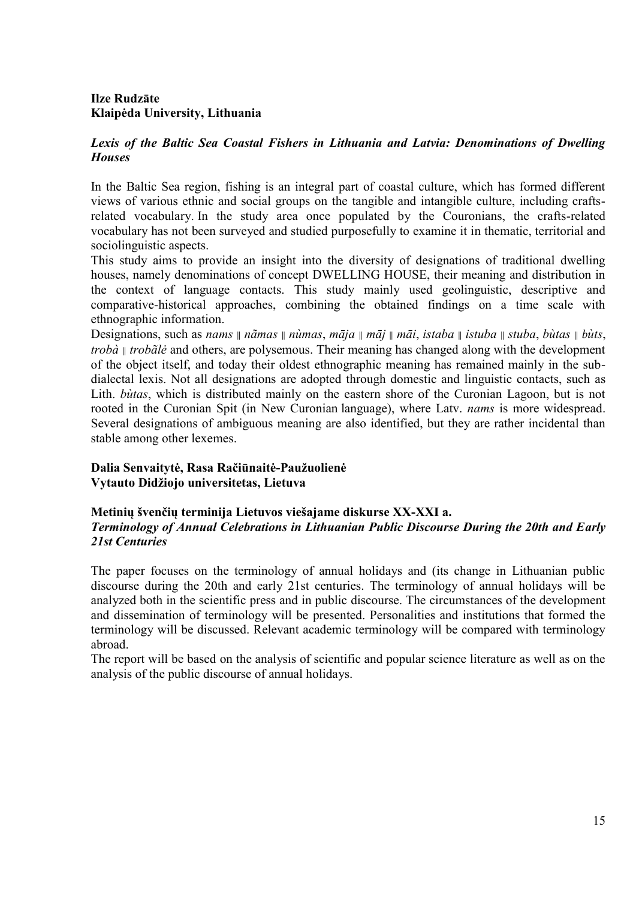**Ilze Rudzāte**
**Klaipėda University, Lithuania**

***Lexis of the Baltic Sea Coastal Fishers in Lithuania and Latvia: Denominations of Dwelling Houses***

In the Baltic Sea region, fishing is an integral part of coastal culture, which has formed different views of various ethnic and social groups on the tangible and intangible culture, including crafts-related vocabulary. In the study area once populated by the Couronians, the crafts-related vocabulary has not been surveyed and studied purposefully to examine it in thematic, territorial and sociolinguistic aspects.

This study aims to provide an insight into the diversity of designations of traditional dwelling houses, namely denominations of concept DWELLING HOUSE, their meaning and distribution in the context of language contacts. This study mainly used geolinguistic, descriptive and comparative-historical approaches, combining the obtained findings on a time scale with ethnographic information.

Designations, such as *nams* ‖ *nãmas* ‖ *nùmas*, *māja* ‖ *māj* ‖ *māi*, *istaba* ‖ *istuba* ‖ *stuba*, *bùtas* ‖ *bùts*, *trobà* ‖ *trobãlė* and others, are polysemous. Their meaning has changed along with the development of the object itself, and today their oldest ethnographic meaning has remained mainly in the sub-dialectal lexis. Not all designations are adopted through domestic and linguistic contacts, such as Lith. *bùtas*, which is distributed mainly on the eastern shore of the Curonian Lagoon, but is not rooted in the Curonian Spit (in New Curonian language), where Latv. *nams* is more widespread. Several designations of ambiguous meaning are also identified, but they are rather incidental than stable among other lexemes.

**Dalia Senvaitytė, Rasa Račiūnaitė-Paužuolienė**
**Vytauto Didžiojo universitetas, Lietuva**

**Metinių švenčių terminija Lietuvos viešajame diskurse XX-XXI a.**
***Terminology of Annual Celebrations in Lithuanian Public Discourse During the 20th and Early 21st Centuries***

The paper focuses on the terminology of annual holidays and (its change in Lithuanian public discourse during the 20th and early 21st centuries. The terminology of annual holidays will be analyzed both in the scientific press and in public discourse. The circumstances of the development and dissemination of terminology will be presented. Personalities and institutions that formed the terminology will be discussed. Relevant academic terminology will be compared with terminology abroad.

The report will be based on the analysis of scientific and popular science literature as well as on the analysis of the public discourse of annual holidays.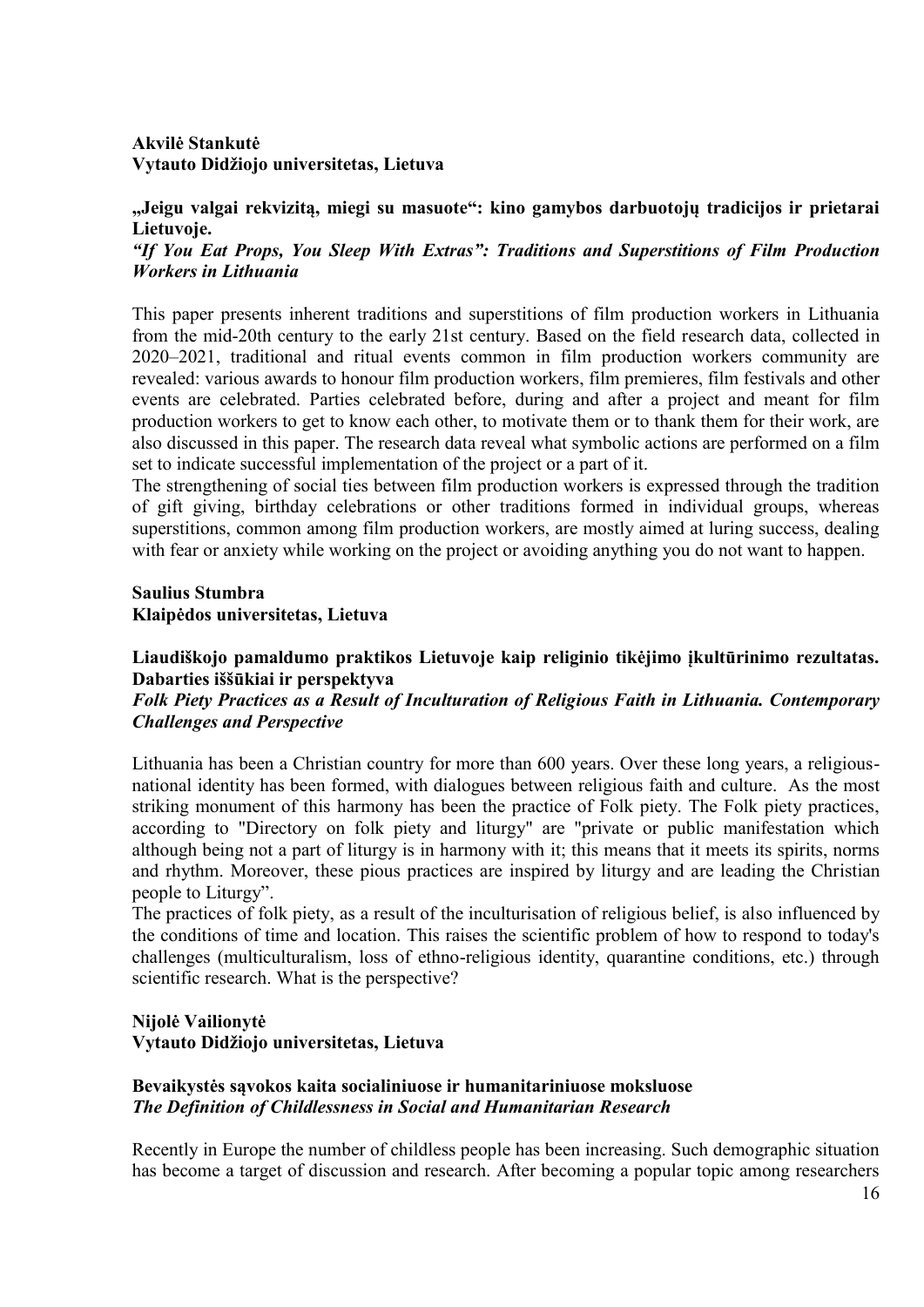**Akvilė Stankutė**
**Vytauto Didžiojo universitetas, Lietuva**

**„Jeigu valgai rekvizitą, miegi su masuote": kino gamybos darbuotojų tradicijos ir prietarai Lietuvoje.**
***"If You Eat Props, You Sleep With Extras": Traditions and Superstitions of Film Production Workers in Lithuania***

This paper presents inherent traditions and superstitions of film production workers in Lithuania from the mid-20th century to the early 21st century. Based on the field research data, collected in 2020–2021, traditional and ritual events common in film production workers community are revealed: various awards to honour film production workers, film premieres, film festivals and other events are celebrated. Parties celebrated before, during and after a project and meant for film production workers to get to know each other, to motivate them or to thank them for their work, are also discussed in this paper. The research data reveal what symbolic actions are performed on a film set to indicate successful implementation of the project or a part of it.
The strengthening of social ties between film production workers is expressed through the tradition of gift giving, birthday celebrations or other traditions formed in individual groups, whereas superstitions, common among film production workers, are mostly aimed at luring success, dealing with fear or anxiety while working on the project or avoiding anything you do not want to happen.

**Saulius Stumbra**
**Klaipėdos universitetas, Lietuva**

**Liaudiškojo pamaldumo praktikos Lietuvoje kaip religinio tikėjimo įkultūrinimo rezultatas. Dabarties iššūkiai ir perspektyva**
***Folk Piety Practices as a Result of Inculturation of Religious Faith in Lithuania. Contemporary Challenges and Perspective***

Lithuania has been a Christian country for more than 600 years. Over these long years, a religious-national identity has been formed, with dialogues between religious faith and culture. As the most striking monument of this harmony has been the practice of Folk piety. The Folk piety practices, according to "Directory on folk piety and liturgy" are "private or public manifestation which although being not a part of liturgy is in harmony with it; this means that it meets its spirits, norms and rhythm. Moreover, these pious practices are inspired by liturgy and are leading the Christian people to Liturgy".
The practices of folk piety, as a result of the inculturisation of religious belief, is also influenced by the conditions of time and location. This raises the scientific problem of how to respond to today's challenges (multiculturalism, loss of ethno-religious identity, quarantine conditions, etc.) through scientific research. What is the perspective?

**Nijolė Vailionytė**
**Vytauto Didžiojo universitetas, Lietuva**

**Bevaikystės sąvokos kaita socialiniuose ir humanitariniuose moksluose**
***The Definition of Childlessness in Social and Humanitarian Research***

Recently in Europe the number of childless people has been increasing. Such demographic situation has become a target of discussion and research. After becoming a popular topic among researchers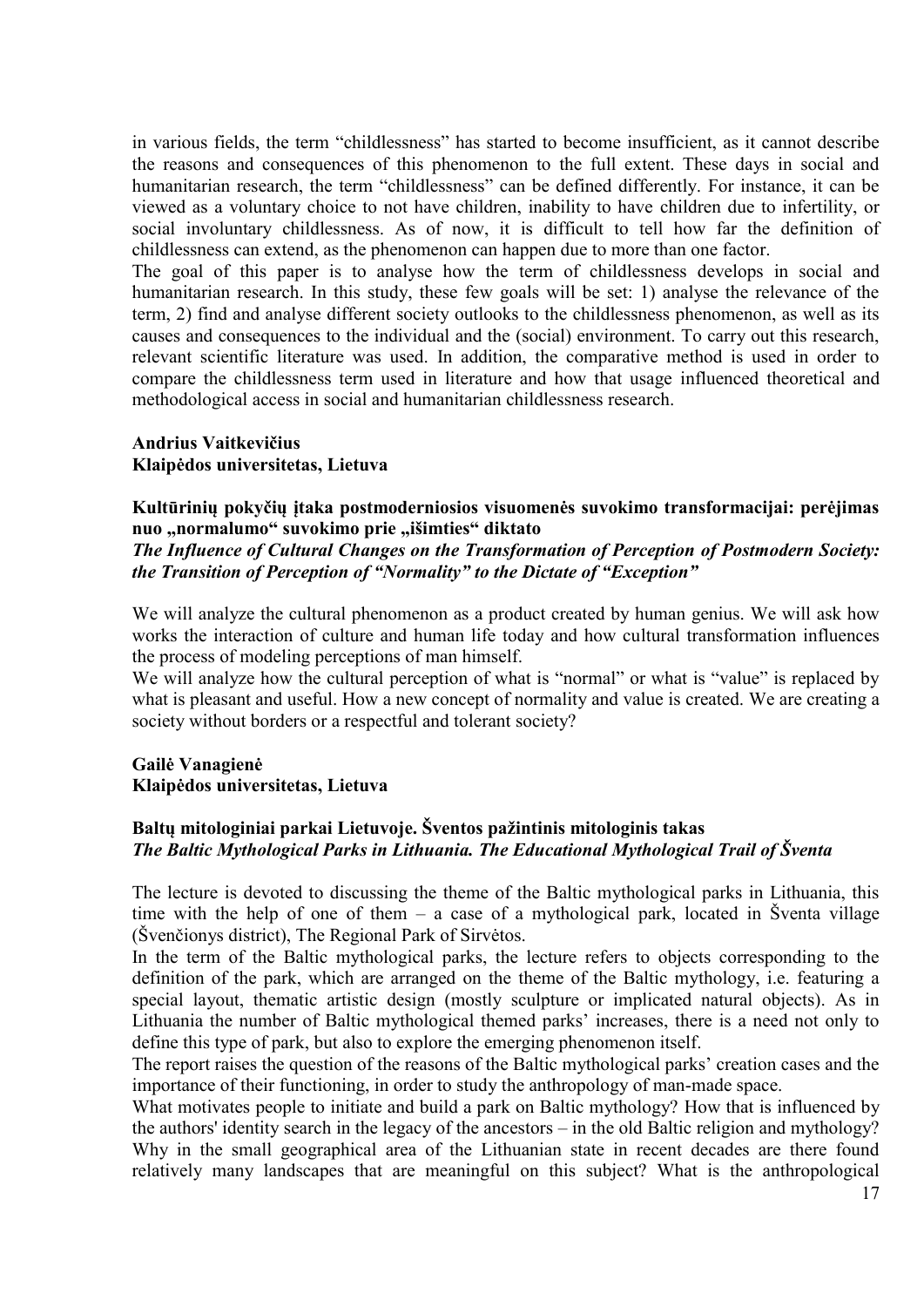in various fields, the term "childlessness" has started to become insufficient, as it cannot describe the reasons and consequences of this phenomenon to the full extent. These days in social and humanitarian research, the term "childlessness" can be defined differently. For instance, it can be viewed as a voluntary choice to not have children, inability to have children due to infertility, or social involuntary childlessness. As of now, it is difficult to tell how far the definition of childlessness can extend, as the phenomenon can happen due to more than one factor.

The goal of this paper is to analyse how the term of childlessness develops in social and humanitarian research. In this study, these few goals will be set: 1) analyse the relevance of the term, 2) find and analyse different society outlooks to the childlessness phenomenon, as well as its causes and consequences to the individual and the (social) environment. To carry out this research, relevant scientific literature was used. In addition, the comparative method is used in order to compare the childlessness term used in literature and how that usage influenced theoretical and methodological access in social and humanitarian childlessness research.

**Andrius Vaitkevičius**
**Klaipėdos universitetas, Lietuva**

**Kultūrinių pokyčių įtaka postmoderniosios visuomenės suvokimo transformacijai: perėjimas nuo „normalumo" suvokimo prie „išimties" diktato**
***The Influence of Cultural Changes on the Transformation of Perception of Postmodern Society: the Transition of Perception of "Normality" to the Dictate of "Exception"***

We will analyze the cultural phenomenon as a product created by human genius. We will ask how works the interaction of culture and human life today and how cultural transformation influences the process of modeling perceptions of man himself.

We will analyze how the cultural perception of what is "normal" or what is "value" is replaced by what is pleasant and useful. How a new concept of normality and value is created. We are creating a society without borders or a respectful and tolerant society?

**Gailė Vanagienė**
**Klaipėdos universitetas, Lietuva**

**Baltų mitologiniai parkai Lietuvoje. Šventos pažintinis mitologinis takas**
***The Baltic Mythological Parks in Lithuania. The Educational Mythological Trail of Šventa***

The lecture is devoted to discussing the theme of the Baltic mythological parks in Lithuania, this time with the help of one of them – a case of a mythological park, located in Šventa village (Švenčionys district), The Regional Park of Sirvėtos.

In the term of the Baltic mythological parks, the lecture refers to objects corresponding to the definition of the park, which are arranged on the theme of the Baltic mythology, i.e. featuring a special layout, thematic artistic design (mostly sculpture or implicated natural objects). As in Lithuania the number of Baltic mythological themed parks' increases, there is a need not only to define this type of park, but also to explore the emerging phenomenon itself.

The report raises the question of the reasons of the Baltic mythological parks' creation cases and the importance of their functioning, in order to study the anthropology of man-made space.

What motivates people to initiate and build a park on Baltic mythology? How that is influenced by the authors' identity search in the legacy of the ancestors – in the old Baltic religion and mythology? Why in the small geographical area of the Lithuanian state in recent decades are there found relatively many landscapes that are meaningful on this subject? What is the anthropological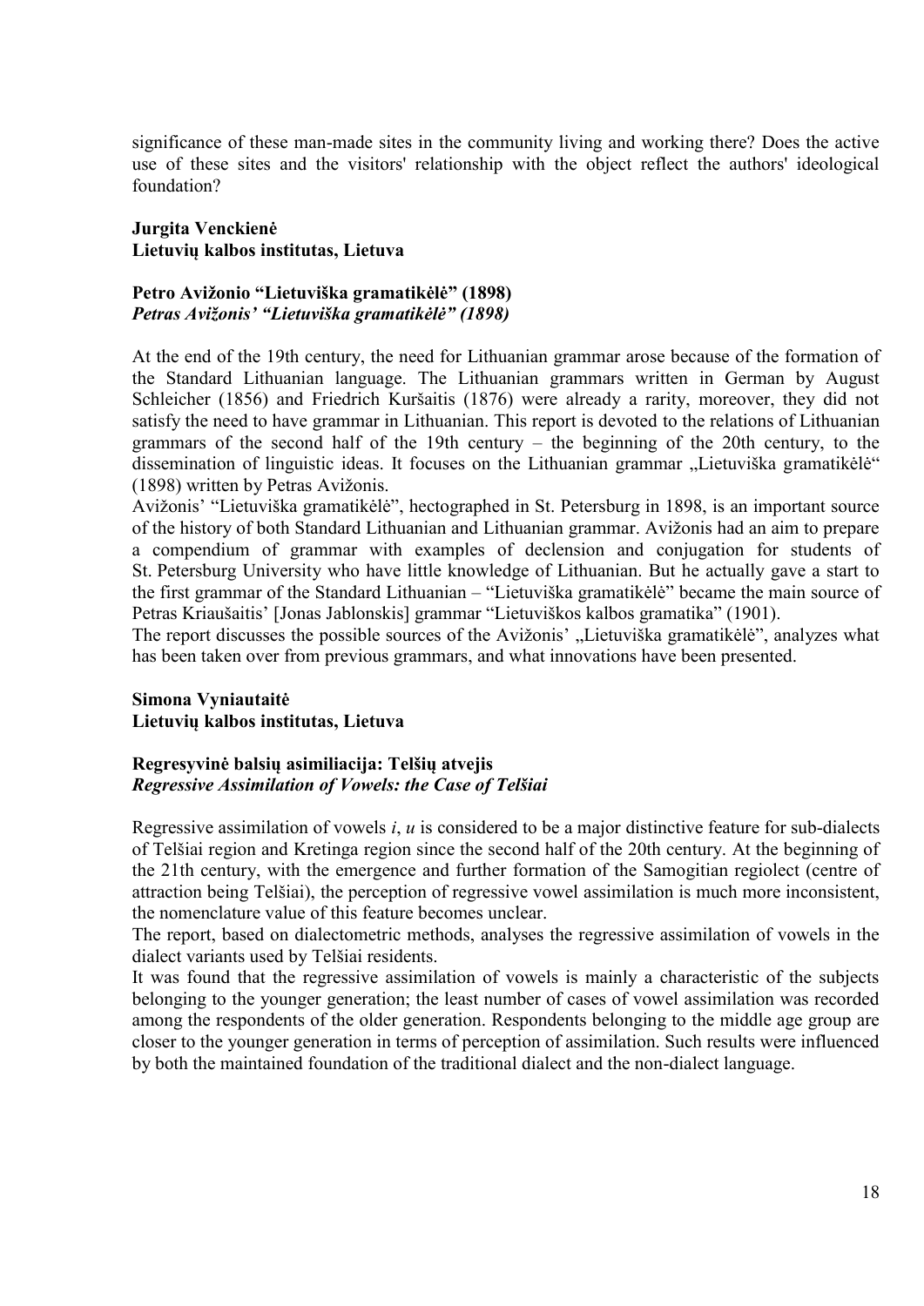significance of these man-made sites in the community living and working there? Does the active use of these sites and the visitors' relationship with the object reflect the authors' ideological foundation?

**Jurgita Venckienė**
**Lietuvių kalbos institutas, Lietuva**

**Petro Avižonio "Lietuviška gramatikėlė" (1898)**
***Petras Avižonis' "Lietuviška gramatikėlė" (1898)***

At the end of the 19th century, the need for Lithuanian grammar arose because of the formation of the Standard Lithuanian language. The Lithuanian grammars written in German by August Schleicher (1856) and Friedrich Kuršaitis (1876) were already a rarity, moreover, they did not satisfy the need to have grammar in Lithuanian. This report is devoted to the relations of Lithuanian grammars of the second half of the 19th century – the beginning of the 20th century, to the dissemination of linguistic ideas. It focuses on the Lithuanian grammar „Lietuviška gramatikėlė" (1898) written by Petras Avižonis.

Avižonis' "Lietuviška gramatikėlė", hectographed in St. Petersburg in 1898, is an important source of the history of both Standard Lithuanian and Lithuanian grammar. Avižonis had an aim to prepare a compendium of grammar with examples of declension and conjugation for students of St. Petersburg University who have little knowledge of Lithuanian. But he actually gave a start to the first grammar of the Standard Lithuanian – "Lietuviška gramatikėlė" became the main source of Petras Kriaušaitis' [Jonas Jablonskis] grammar "Lietuviškos kalbos gramatika" (1901).

The report discusses the possible sources of the Avižonis' „Lietuviška gramatikėlė", analyzes what has been taken over from previous grammars, and what innovations have been presented.

**Simona Vyniautaitė**
**Lietuvių kalbos institutas, Lietuva**

**Regresyvinė balsių asimiliacija: Telšių atvejis**
***Regressive Assimilation of Vowels: the Case of Telšiai***

Regressive assimilation of vowels *i*, *u* is considered to be a major distinctive feature for sub-dialects of Telšiai region and Kretinga region since the second half of the 20th century. At the beginning of the 21th century, with the emergence and further formation of the Samogitian regiolect (centre of attraction being Telšiai), the perception of regressive vowel assimilation is much more inconsistent, the nomenclature value of this feature becomes unclear.

The report, based on dialectometric methods, analyses the regressive assimilation of vowels in the dialect variants used by Telšiai residents.

It was found that the regressive assimilation of vowels is mainly a characteristic of the subjects belonging to the younger generation; the least number of cases of vowel assimilation was recorded among the respondents of the older generation. Respondents belonging to the middle age group are closer to the younger generation in terms of perception of assimilation. Such results were influenced by both the maintained foundation of the traditional dialect and the non-dialect language.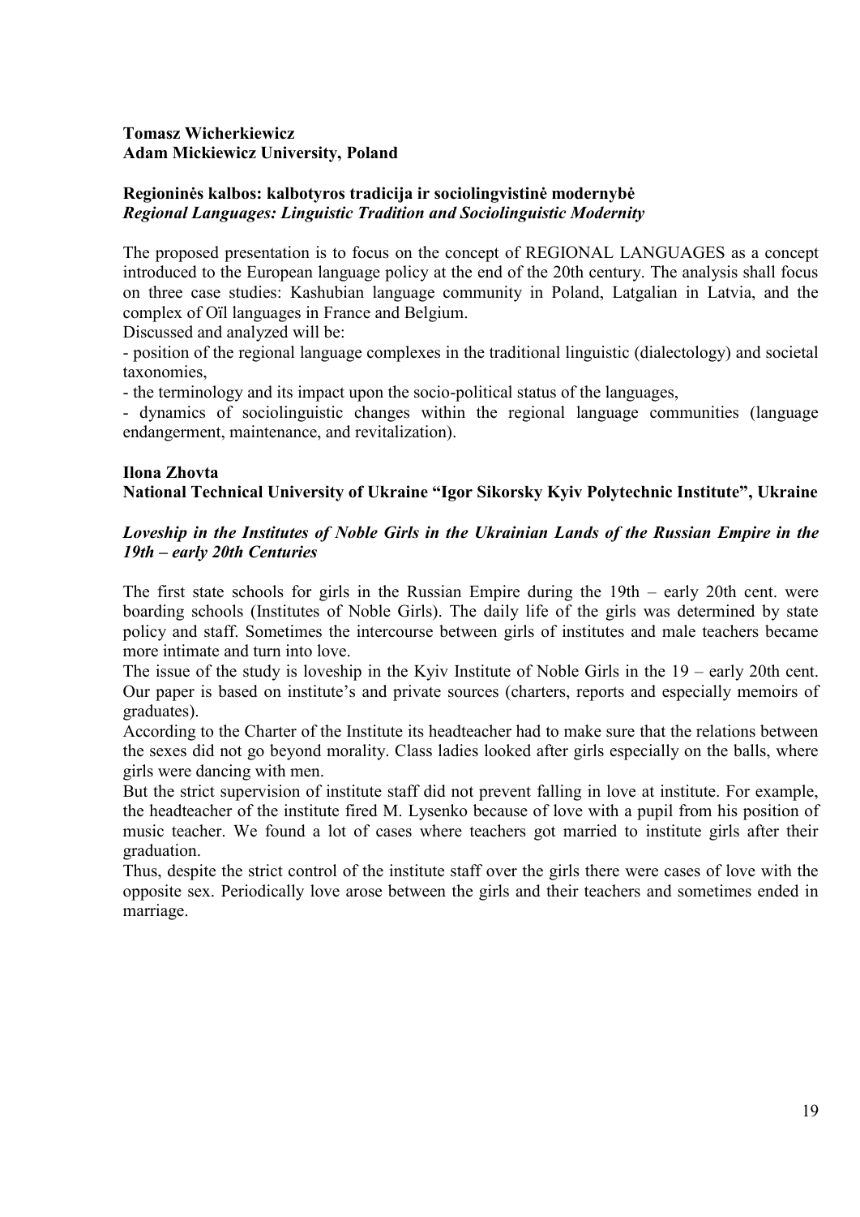**Tomasz Wicherkiewicz**
**Adam Mickiewicz University, Poland**

**Regioninės kalbos: kalbotyros tradicija ir sociolingvistinė modernybė**
***Regional Languages: Linguistic Tradition and Sociolinguistic Modernity***

The proposed presentation is to focus on the concept of REGIONAL LANGUAGES as a concept introduced to the European language policy at the end of the 20th century. The analysis shall focus on three case studies: Kashubian language community in Poland, Latgalian in Latvia, and the complex of Oïl languages in France and Belgium.

Discussed and analyzed will be:

- position of the regional language complexes in the traditional linguistic (dialectology) and societal taxonomies,
- the terminology and its impact upon the socio-political status of the languages,
- dynamics of sociolinguistic changes within the regional language communities (language endangerment, maintenance, and revitalization).

**Ilona Zhovta**
**National Technical University of Ukraine "Igor Sikorsky Kyiv Polytechnic Institute", Ukraine**

***Loveship in the Institutes of Noble Girls in the Ukrainian Lands of the Russian Empire in the 19th – early 20th Centuries***

The first state schools for girls in the Russian Empire during the 19th – early 20th cent. were boarding schools (Institutes of Noble Girls). The daily life of the girls was determined by state policy and staff. Sometimes the intercourse between girls of institutes and male teachers became more intimate and turn into love.

The issue of the study is loveship in the Kyiv Institute of Noble Girls in the 19 – early 20th cent. Our paper is based on institute's and private sources (charters, reports and especially memoirs of graduates).

According to the Charter of the Institute its headteacher had to make sure that the relations between the sexes did not go beyond morality. Class ladies looked after girls especially on the balls, where girls were dancing with men.

But the strict supervision of institute staff did not prevent falling in love at institute. For example, the headteacher of the institute fired M. Lysenko because of love with a pupil from his position of music teacher. We found a lot of cases where teachers got married to institute girls after their graduation.

Thus, despite the strict control of the institute staff over the girls there were cases of love with the opposite sex. Periodically love arose between the girls and their teachers and sometimes ended in marriage.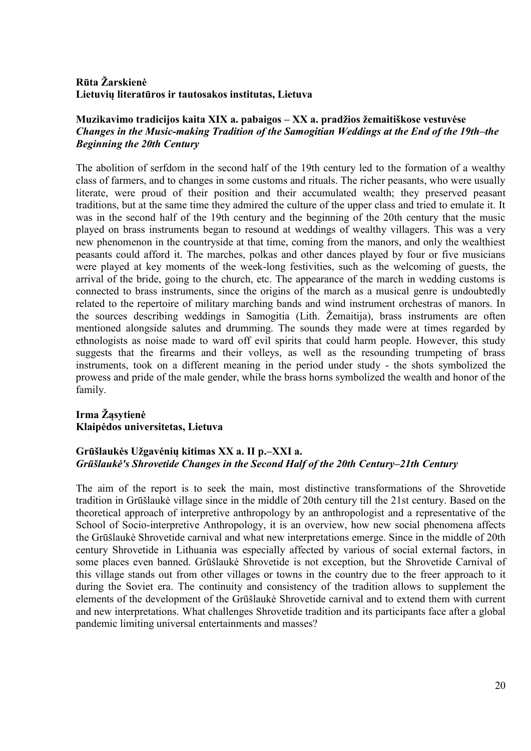**Rūta Žarskienė**
**Lietuvių literatūros ir tautosakos institutas, Lietuva**

**Muzikavimo tradicijos kaita XIX a. pabaigos – XX a. pradžios žemaitiškose vestuvėse**
***Changes in the Music-making Tradition of the Samogitian Weddings at the End of the 19th–the Beginning the 20th Century***

The abolition of serfdom in the second half of the 19th century led to the formation of a wealthy class of farmers, and to changes in some customs and rituals. The richer peasants, who were usually literate, were proud of their position and their accumulated wealth; they preserved peasant traditions, but at the same time they admired the culture of the upper class and tried to emulate it. It was in the second half of the 19th century and the beginning of the 20th century that the music played on brass instruments began to resound at weddings of wealthy villagers. This was a very new phenomenon in the countryside at that time, coming from the manors, and only the wealthiest peasants could afford it. The marches, polkas and other dances played by four or five musicians were played at key moments of the week-long festivities, such as the welcoming of guests, the arrival of the bride, going to the church, etc. The appearance of the march in wedding customs is connected to brass instruments, since the origins of the march as a musical genre is undoubtedly related to the repertoire of military marching bands and wind instrument orchestras of manors. In the sources describing weddings in Samogitia (Lith. Žemaitija), brass instruments are often mentioned alongside salutes and drumming. The sounds they made were at times regarded by ethnologists as noise made to ward off evil spirits that could harm people. However, this study suggests that the firearms and their volleys, as well as the resounding trumpeting of brass instruments, took on a different meaning in the period under study - the shots symbolized the prowess and pride of the male gender, while the brass horns symbolized the wealth and honor of the family.

**Irma Žąsytienė**
**Klaipėdos universitetas, Lietuva**

**Grūšlaukės Užgavėnių kitimas XX a. II p.–XXI a.**
***Grūšlaukė's Shrovetide Changes in the Second Half of the 20th Century–21th Century***

The aim of the report is to seek the main, most distinctive transformations of the Shrovetide tradition in Grūšlaukė village since in the middle of 20th century till the 21st century. Based on the theoretical approach of interpretive anthropology by an anthropologist and a representative of the School of Socio-interpretive Anthropology, it is an overview, how new social phenomena affects the Grūšlaukė Shrovetide carnival and what new interpretations emerge. Since in the middle of 20th century Shrovetide in Lithuania was especially affected by various of social external factors, in some places even banned. Grūšlaukė Shrovetide is not exception, but the Shrovetide Carnival of this village stands out from other villages or towns in the country due to the freer approach to it during the Soviet era. The continuity and consistency of the tradition allows to supplement the elements of the development of the Grūšlaukė Shrovetide carnival and to extend them with current and new interpretations. What challenges Shrovetide tradition and its participants face after a global pandemic limiting universal entertainments and masses?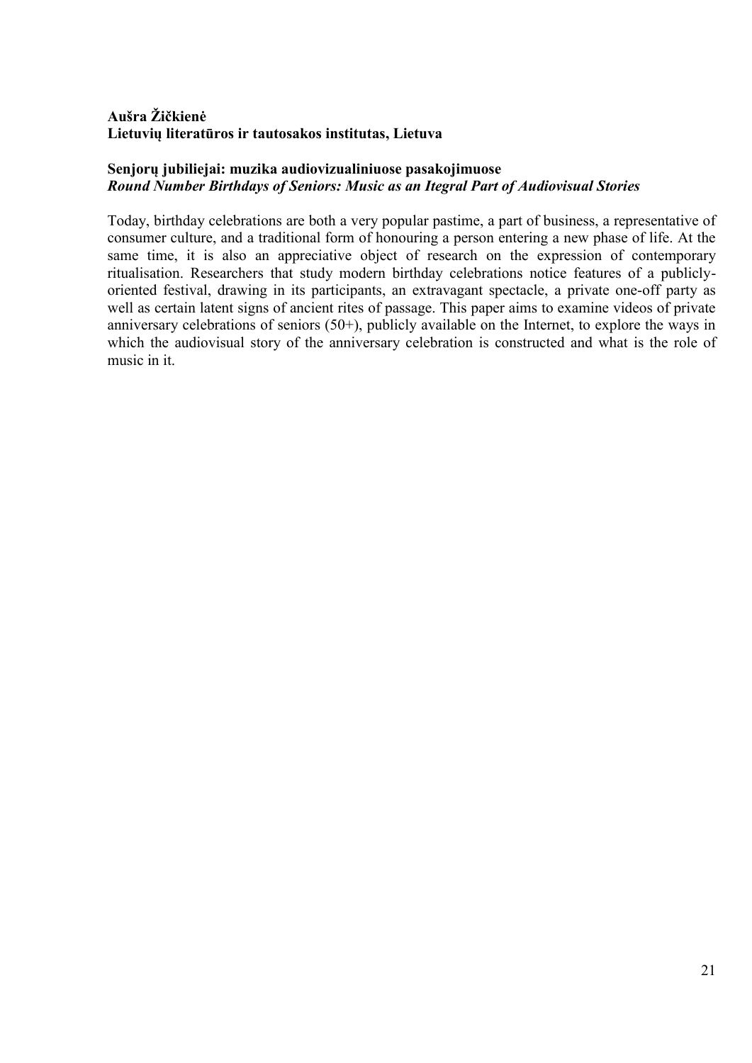**Aušra Žičkienė**
**Lietuvių literatūros ir tautosakos institutas, Lietuva**

**Senjorų jubiliejai: muzika audiovizualiniuose pasakojimuose**
***Round Number Birthdays of Seniors: Music as an Itegral Part of Audiovisual Stories***

Today, birthday celebrations are both a very popular pastime, a part of business, a representative of consumer culture, and a traditional form of honouring a person entering a new phase of life. At the same time, it is also an appreciative object of research on the expression of contemporary ritualisation. Researchers that study modern birthday celebrations notice features of a publicly-oriented festival, drawing in its participants, an extravagant spectacle, a private one-off party as well as certain latent signs of ancient rites of passage. This paper aims to examine videos of private anniversary celebrations of seniors (50+), publicly available on the Internet, to explore the ways in which the audiovisual story of the anniversary celebration is constructed and what is the role of music in it.